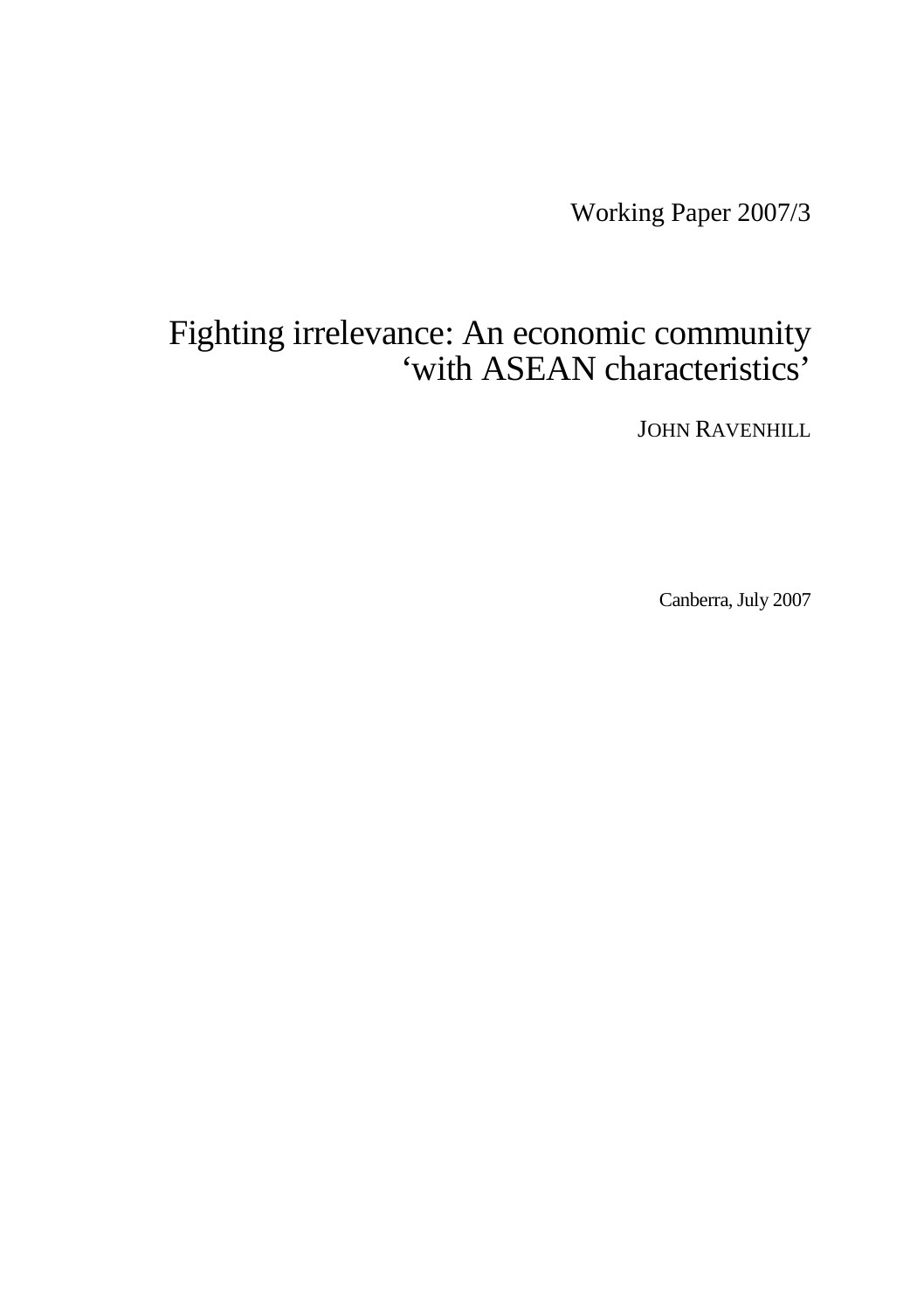Working Paper 2007/3

# Fighting irrelevance: An economic community 'with ASEAN characteristics'

JOHN RAVENHILL

Canberra, July 2007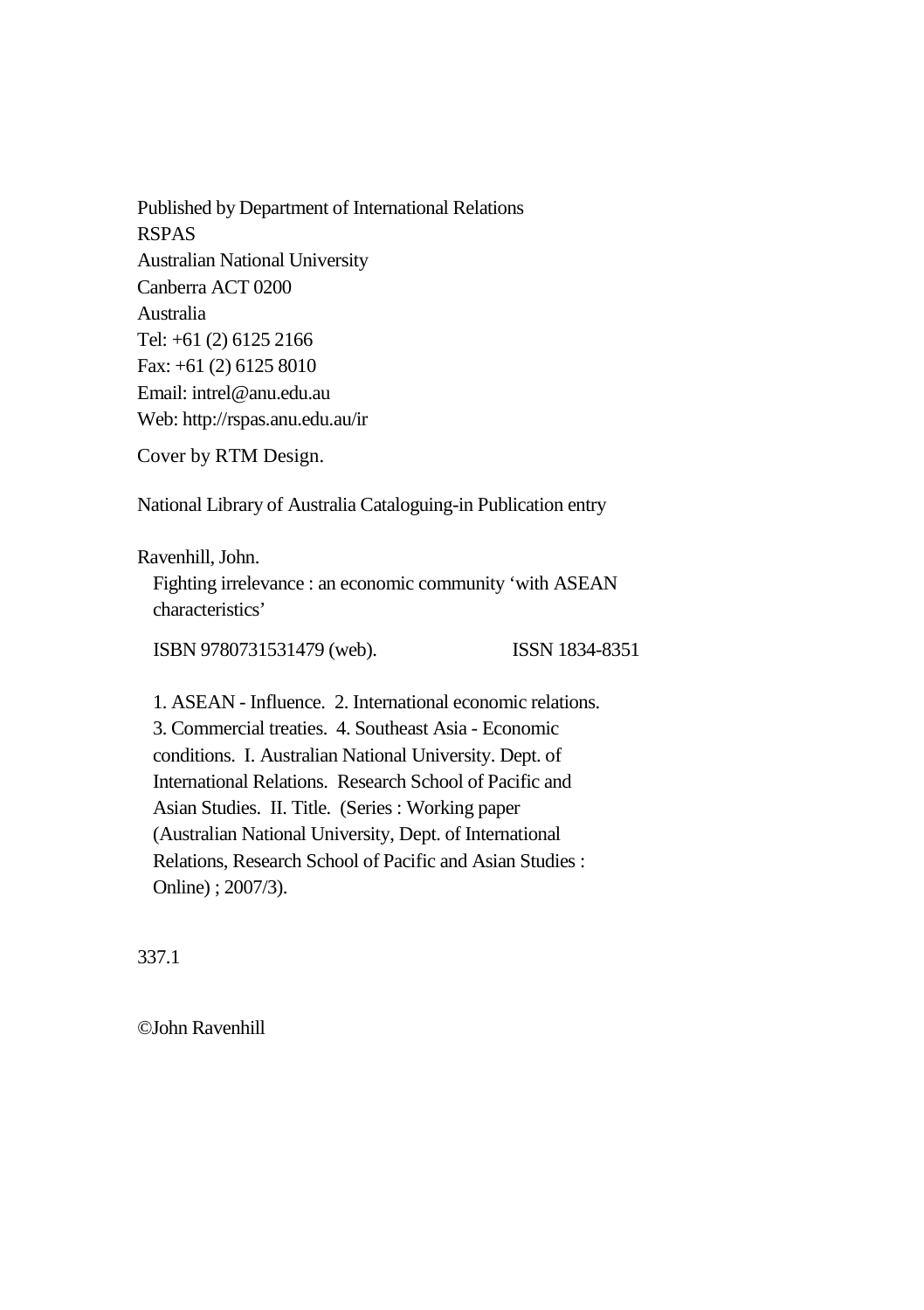Published by Department of International Relations
RSPAS
Australian National University
Canberra ACT 0200
Australia
Tel: +61 (2) 6125 2166
Fax: +61 (2) 6125 8010
Email: intrel@anu.edu.au
Web: http://rspas.anu.edu.au/ir

Cover by RTM Design.

National Library of Australia Cataloguing-in Publication entry

Ravenhill, John.
Fighting irrelevance : an economic community 'with ASEAN characteristics'

ISBN 9780731531479 (web). ISSN 1834-8351

1. ASEAN - Influence. 2. International economic relations. 3. Commercial treaties. 4. Southeast Asia - Economic conditions. I. Australian National University. Dept. of International Relations. Research School of Pacific and Asian Studies. II. Title. (Series : Working paper (Australian National University, Dept. of International Relations, Research School of Pacific and Asian Studies : Online) ; 2007/3).

337.1

©John Ravenhill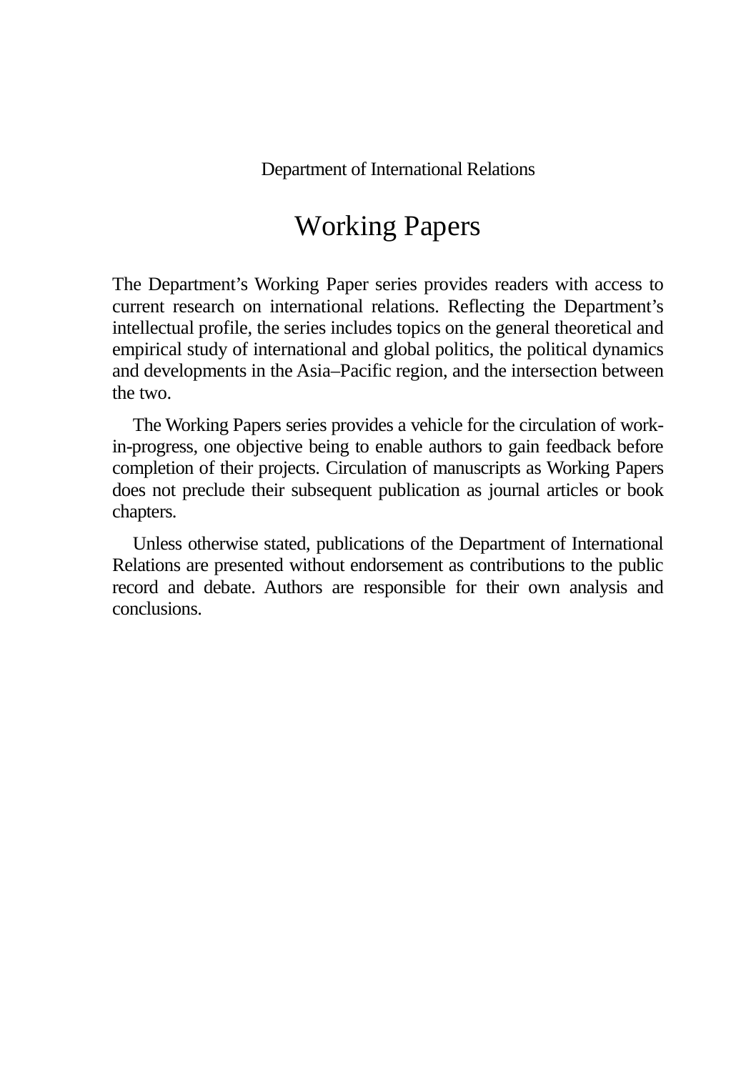Department of International Relations

# Working Papers

The Department's Working Paper series provides readers with access to current research on international relations. Reflecting the Department's intellectual profile, the series includes topics on the general theoretical and empirical study of international and global politics, the political dynamics and developments in the Asia–Pacific region, and the intersection between the two.

The Working Papers series provides a vehicle for the circulation of work-in-progress, one objective being to enable authors to gain feedback before completion of their projects. Circulation of manuscripts as Working Papers does not preclude their subsequent publication as journal articles or book chapters.

Unless otherwise stated, publications of the Department of International Relations are presented without endorsement as contributions to the public record and debate. Authors are responsible for their own analysis and conclusions.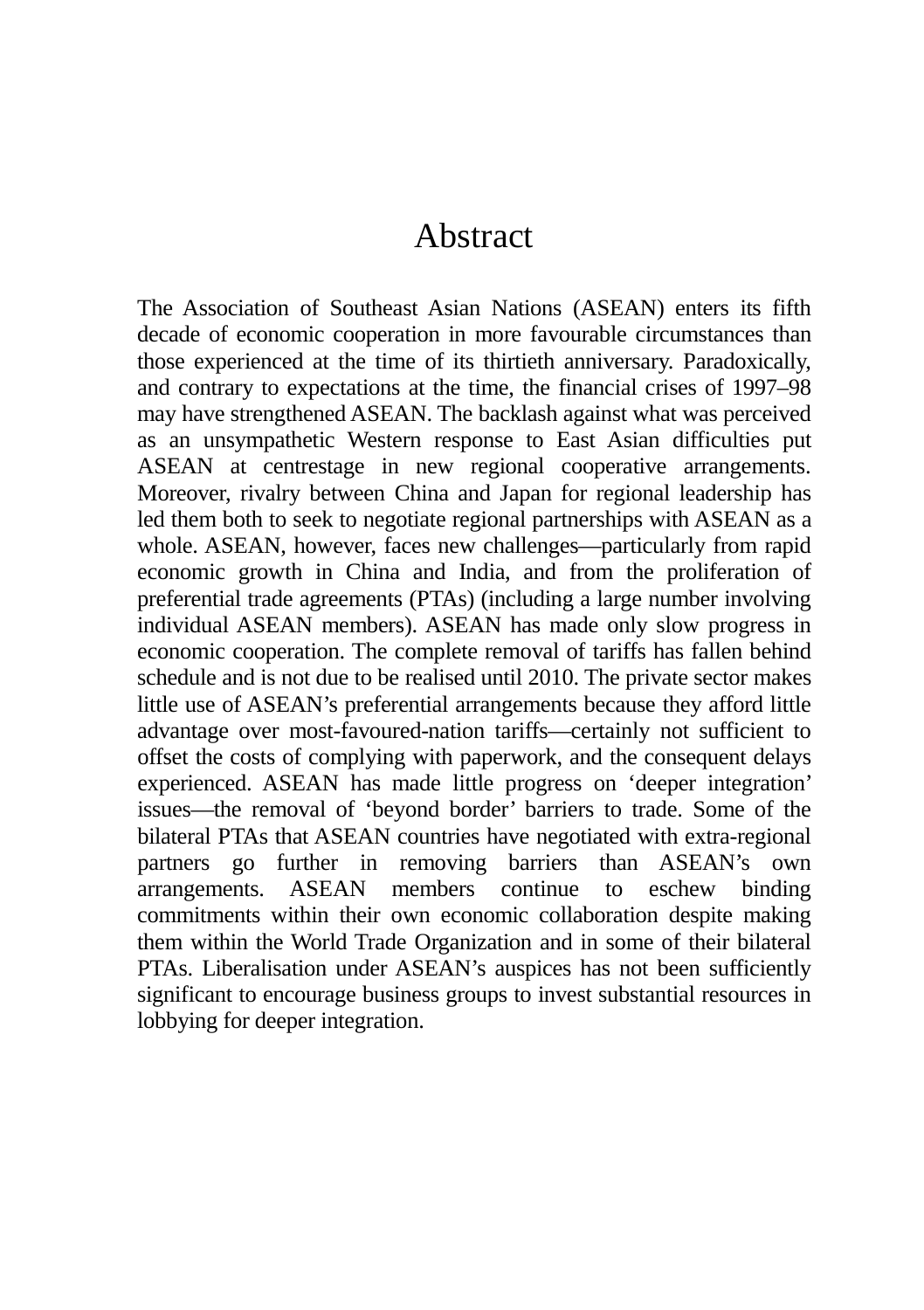# Abstract

The Association of Southeast Asian Nations (ASEAN) enters its fifth decade of economic cooperation in more favourable circumstances than those experienced at the time of its thirtieth anniversary. Paradoxically, and contrary to expectations at the time, the financial crises of 1997–98 may have strengthened ASEAN. The backlash against what was perceived as an unsympathetic Western response to East Asian difficulties put ASEAN at centrestage in new regional cooperative arrangements. Moreover, rivalry between China and Japan for regional leadership has led them both to seek to negotiate regional partnerships with ASEAN as a whole. ASEAN, however, faces new challenges—particularly from rapid economic growth in China and India, and from the proliferation of preferential trade agreements (PTAs) (including a large number involving individual ASEAN members). ASEAN has made only slow progress in economic cooperation. The complete removal of tariffs has fallen behind schedule and is not due to be realised until 2010. The private sector makes little use of ASEAN's preferential arrangements because they afford little advantage over most-favoured-nation tariffs—certainly not sufficient to offset the costs of complying with paperwork, and the consequent delays experienced. ASEAN has made little progress on 'deeper integration' issues—the removal of 'beyond border' barriers to trade. Some of the bilateral PTAs that ASEAN countries have negotiated with extra-regional partners go further in removing barriers than ASEAN's own arrangements. ASEAN members continue to eschew binding commitments within their own economic collaboration despite making them within the World Trade Organization and in some of their bilateral PTAs. Liberalisation under ASEAN's auspices has not been sufficiently significant to encourage business groups to invest substantial resources in lobbying for deeper integration.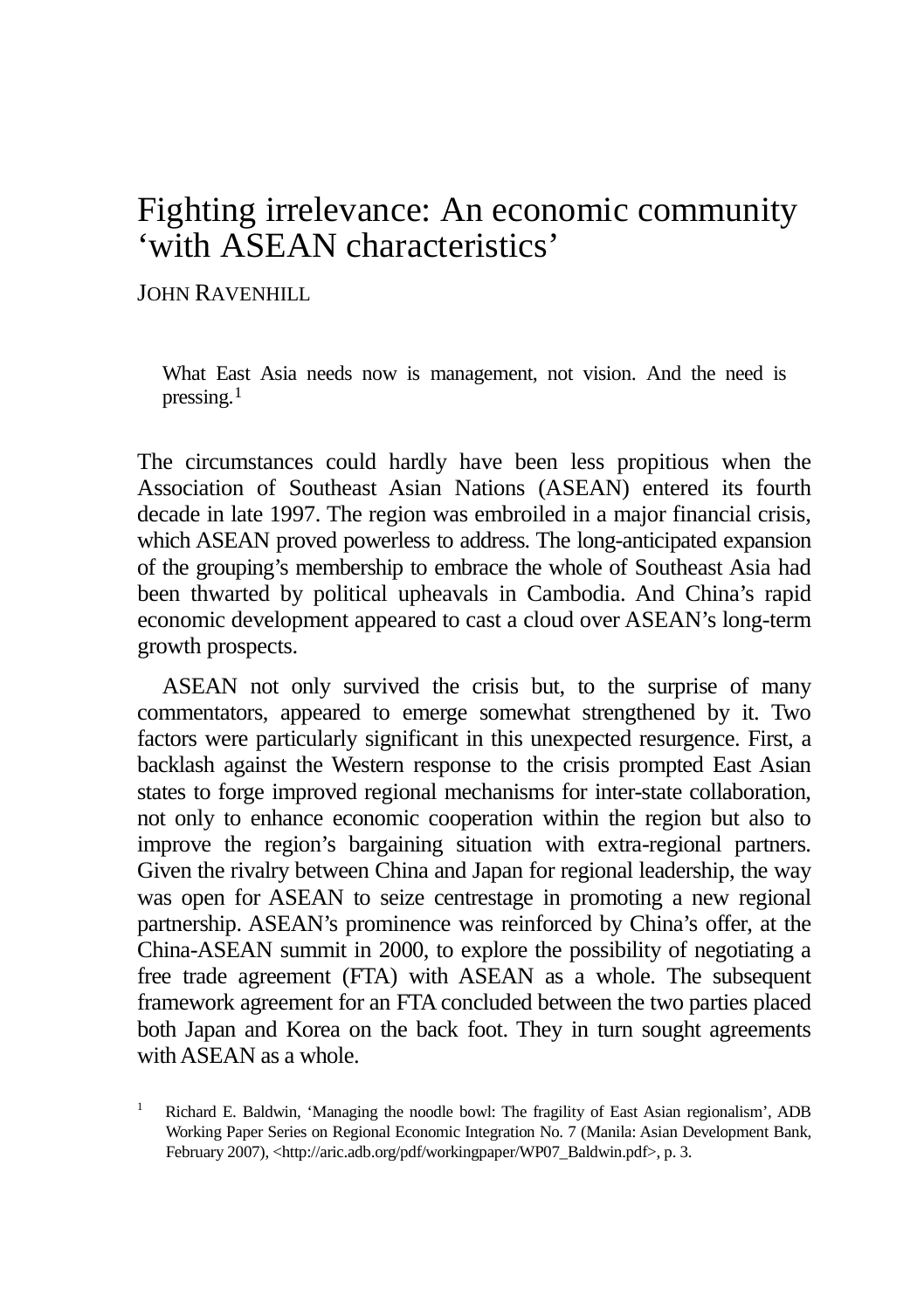# Fighting irrelevance: An economic community 'with ASEAN characteristics'

JOHN RAVENHILL

> What East Asia needs now is management, not vision. And the need is pressing.[1]

The circumstances could hardly have been less propitious when the Association of Southeast Asian Nations (ASEAN) entered its fourth decade in late 1997. The region was embroiled in a major financial crisis, which ASEAN proved powerless to address. The long-anticipated expansion of the grouping's membership to embrace the whole of Southeast Asia had been thwarted by political upheavals in Cambodia. And China's rapid economic development appeared to cast a cloud over ASEAN's long-term growth prospects.

ASEAN not only survived the crisis but, to the surprise of many commentators, appeared to emerge somewhat strengthened by it. Two factors were particularly significant in this unexpected resurgence. First, a backlash against the Western response to the crisis prompted East Asian states to forge improved regional mechanisms for inter-state collaboration, not only to enhance economic cooperation within the region but also to improve the region's bargaining situation with extra-regional partners. Given the rivalry between China and Japan for regional leadership, the way was open for ASEAN to seize centrestage in promoting a new regional partnership. ASEAN's prominence was reinforced by China's offer, at the China-ASEAN summit in 2000, to explore the possibility of negotiating a free trade agreement (FTA) with ASEAN as a whole. The subsequent framework agreement for an FTA concluded between the two parties placed both Japan and Korea on the back foot. They in turn sought agreements with ASEAN as a whole.

[1] Richard E. Baldwin, 'Managing the noodle bowl: The fragility of East Asian regionalism', ADB Working Paper Series on Regional Economic Integration No. 7 (Manila: Asian Development Bank, February 2007), <http://aric.adb.org/pdf/workingpaper/WP07_Baldwin.pdf>, p. 3.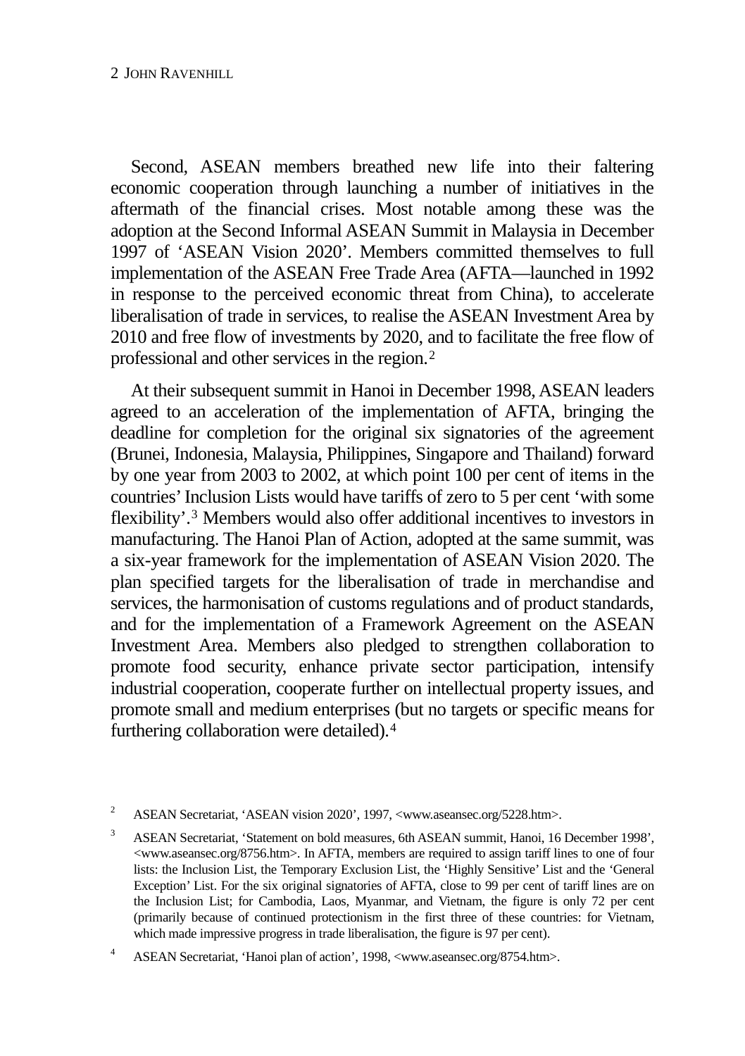Second, ASEAN members breathed new life into their faltering economic cooperation through launching a number of initiatives in the aftermath of the financial crises. Most notable among these was the adoption at the Second Informal ASEAN Summit in Malaysia in December 1997 of 'ASEAN Vision 2020'. Members committed themselves to full implementation of the ASEAN Free Trade Area (AFTA—launched in 1992 in response to the perceived economic threat from China), to accelerate liberalisation of trade in services, to realise the ASEAN Investment Area by 2010 and free flow of investments by 2020, and to facilitate the free flow of professional and other services in the region.[2]

At their subsequent summit in Hanoi in December 1998, ASEAN leaders agreed to an acceleration of the implementation of AFTA, bringing the deadline for completion for the original six signatories of the agreement (Brunei, Indonesia, Malaysia, Philippines, Singapore and Thailand) forward by one year from 2003 to 2002, at which point 100 per cent of items in the countries' Inclusion Lists would have tariffs of zero to 5 per cent 'with some flexibility'.[3] Members would also offer additional incentives to investors in manufacturing. The Hanoi Plan of Action, adopted at the same summit, was a six-year framework for the implementation of ASEAN Vision 2020. The plan specified targets for the liberalisation of trade in merchandise and services, the harmonisation of customs regulations and of product standards, and for the implementation of a Framework Agreement on the ASEAN Investment Area. Members also pledged to strengthen collaboration to promote food security, enhance private sector participation, intensify industrial cooperation, cooperate further on intellectual property issues, and promote small and medium enterprises (but no targets or specific means for furthering collaboration were detailed).[4]

[2] ASEAN Secretariat, 'ASEAN vision 2020', 1997, <www.aseansec.org/5228.htm>.

[3] ASEAN Secretariat, 'Statement on bold measures, 6th ASEAN summit, Hanoi, 16 December 1998', <www.aseansec.org/8756.htm>. In AFTA, members are required to assign tariff lines to one of four lists: the Inclusion List, the Temporary Exclusion List, the 'Highly Sensitive' List and the 'General Exception' List. For the six original signatories of AFTA, close to 99 per cent of tariff lines are on the Inclusion List; for Cambodia, Laos, Myanmar, and Vietnam, the figure is only 72 per cent (primarily because of continued protectionism in the first three of these countries: for Vietnam, which made impressive progress in trade liberalisation, the figure is 97 per cent).

[4] ASEAN Secretariat, 'Hanoi plan of action', 1998, <www.aseansec.org/8754.htm>.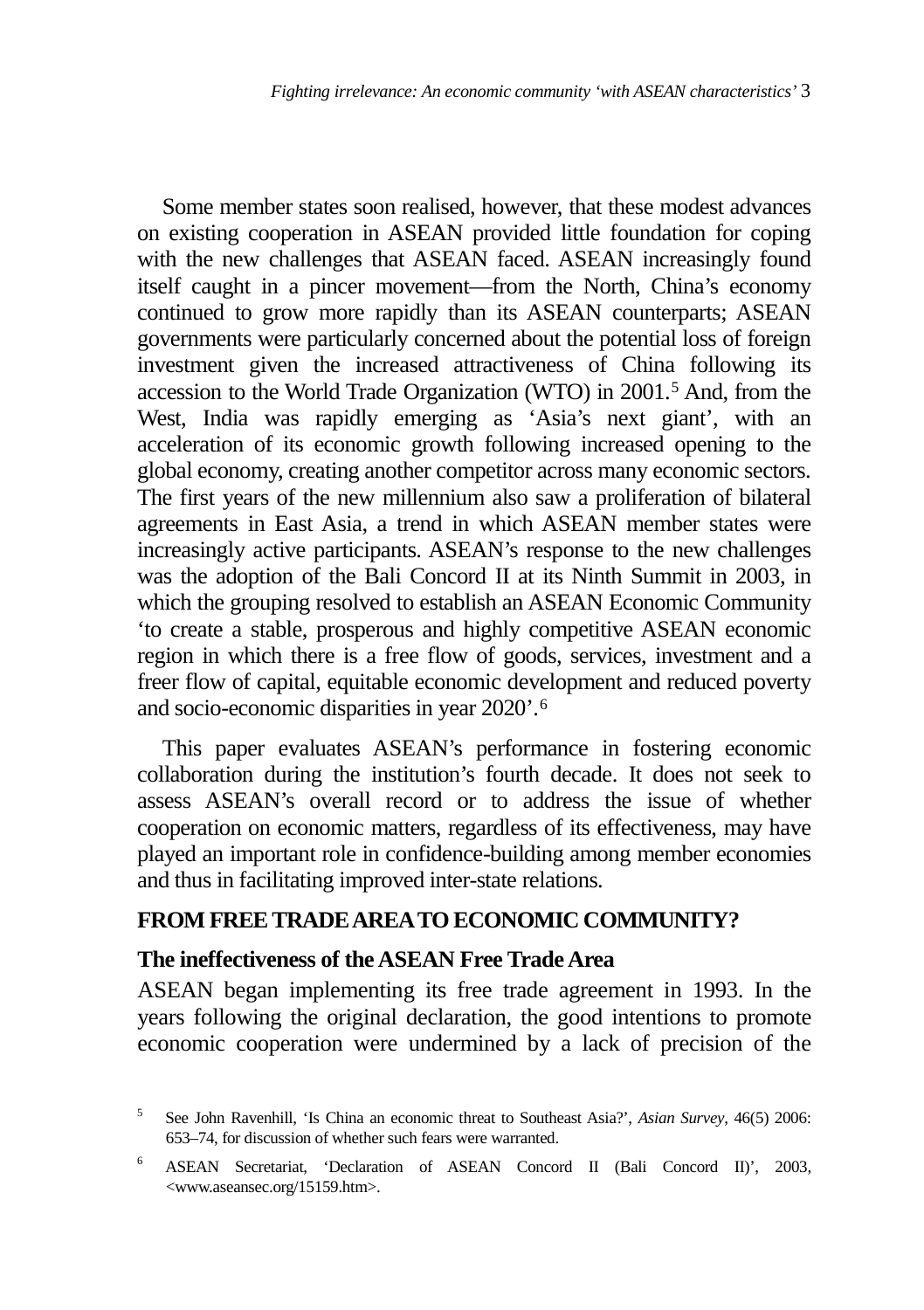Some member states soon realised, however, that these modest advances on existing cooperation in ASEAN provided little foundation for coping with the new challenges that ASEAN faced. ASEAN increasingly found itself caught in a pincer movement—from the North, China's economy continued to grow more rapidly than its ASEAN counterparts; ASEAN governments were particularly concerned about the potential loss of foreign investment given the increased attractiveness of China following its accession to the World Trade Organization (WTO) in 2001.[5] And, from the West, India was rapidly emerging as 'Asia's next giant', with an acceleration of its economic growth following increased opening to the global economy, creating another competitor across many economic sectors. The first years of the new millennium also saw a proliferation of bilateral agreements in East Asia, a trend in which ASEAN member states were increasingly active participants. ASEAN's response to the new challenges was the adoption of the Bali Concord II at its Ninth Summit in 2003, in which the grouping resolved to establish an ASEAN Economic Community 'to create a stable, prosperous and highly competitive ASEAN economic region in which there is a free flow of goods, services, investment and a freer flow of capital, equitable economic development and reduced poverty and socio-economic disparities in year 2020'.[6]

This paper evaluates ASEAN's performance in fostering economic collaboration during the institution's fourth decade. It does not seek to assess ASEAN's overall record or to address the issue of whether cooperation on economic matters, regardless of its effectiveness, may have played an important role in confidence-building among member economies and thus in facilitating improved inter-state relations.

## FROM FREE TRADE AREA TO ECONOMIC COMMUNITY?

### The ineffectiveness of the ASEAN Free Trade Area

ASEAN began implementing its free trade agreement in 1993. In the years following the original declaration, the good intentions to promote economic cooperation were undermined by a lack of precision of the

[5] See John Ravenhill, 'Is China an economic threat to Southeast Asia?', *Asian Survey*, 46(5) 2006: 653–74, for discussion of whether such fears were warranted.

[6] ASEAN Secretariat, 'Declaration of ASEAN Concord II (Bali Concord II)', 2003, <www.aseansec.org/15159.htm>.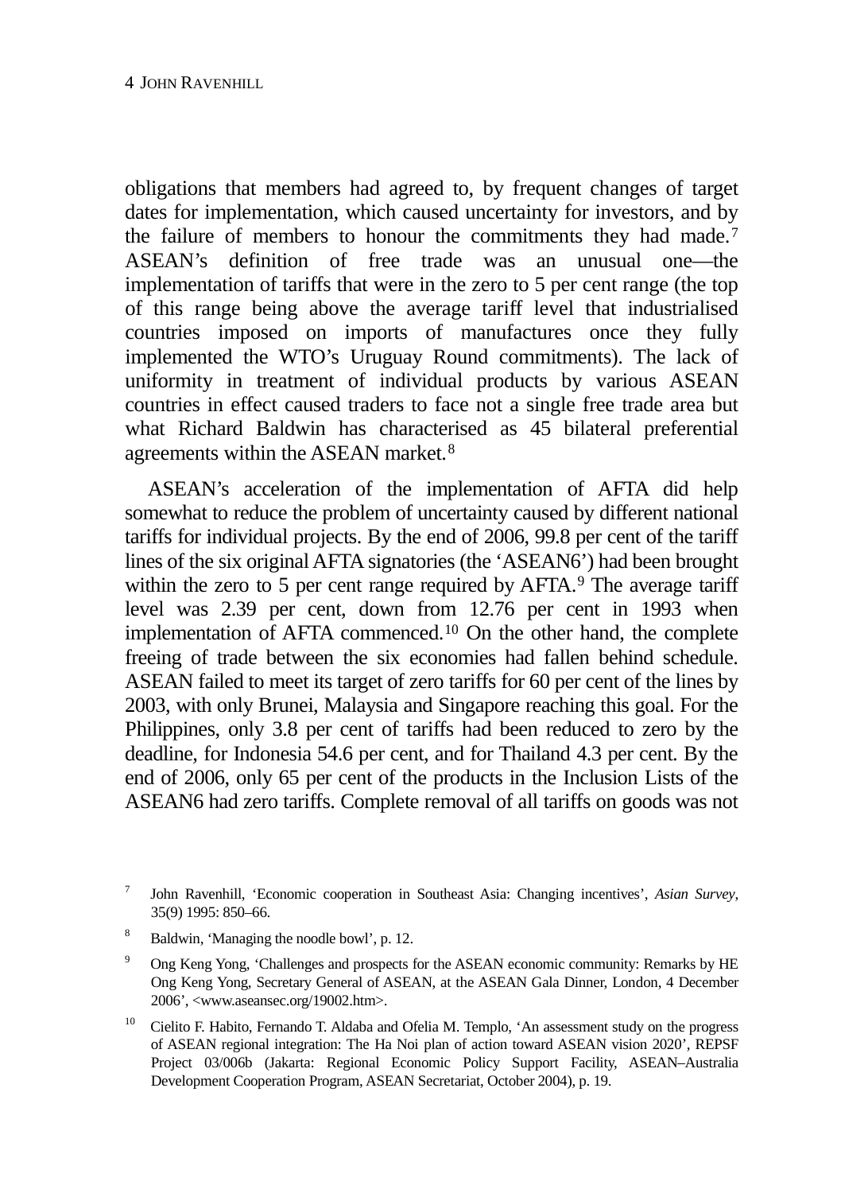obligations that members had agreed to, by frequent changes of target dates for implementation, which caused uncertainty for investors, and by the failure of members to honour the commitments they had made.[7] ASEAN's definition of free trade was an unusual one—the implementation of tariffs that were in the zero to 5 per cent range (the top of this range being above the average tariff level that industrialised countries imposed on imports of manufactures once they fully implemented the WTO's Uruguay Round commitments). The lack of uniformity in treatment of individual products by various ASEAN countries in effect caused traders to face not a single free trade area but what Richard Baldwin has characterised as 45 bilateral preferential agreements within the ASEAN market.[8]

ASEAN's acceleration of the implementation of AFTA did help somewhat to reduce the problem of uncertainty caused by different national tariffs for individual projects. By the end of 2006, 99.8 per cent of the tariff lines of the six original AFTA signatories (the 'ASEAN6') had been brought within the zero to 5 per cent range required by AFTA.[9] The average tariff level was 2.39 per cent, down from 12.76 per cent in 1993 when implementation of AFTA commenced.[10] On the other hand, the complete freeing of trade between the six economies had fallen behind schedule. ASEAN failed to meet its target of zero tariffs for 60 per cent of the lines by 2003, with only Brunei, Malaysia and Singapore reaching this goal. For the Philippines, only 3.8 per cent of tariffs had been reduced to zero by the deadline, for Indonesia 54.6 per cent, and for Thailand 4.3 per cent. By the end of 2006, only 65 per cent of the products in the Inclusion Lists of the ASEAN6 had zero tariffs. Complete removal of all tariffs on goods was not

---

[7] John Ravenhill, 'Economic cooperation in Southeast Asia: Changing incentives', *Asian Survey*, 35(9) 1995: 850–66.

[8] Baldwin, 'Managing the noodle bowl', p. 12.

[9] Ong Keng Yong, 'Challenges and prospects for the ASEAN economic community: Remarks by HE Ong Keng Yong, Secretary General of ASEAN, at the ASEAN Gala Dinner, London, 4 December 2006', <www.aseansec.org/19002.htm>.

[10] Cielito F. Habito, Fernando T. Aldaba and Ofelia M. Templo, 'An assessment study on the progress of ASEAN regional integration: The Ha Noi plan of action toward ASEAN vision 2020', REPSF Project 03/006b (Jakarta: Regional Economic Policy Support Facility, ASEAN–Australia Development Cooperation Program, ASEAN Secretariat, October 2004), p. 19.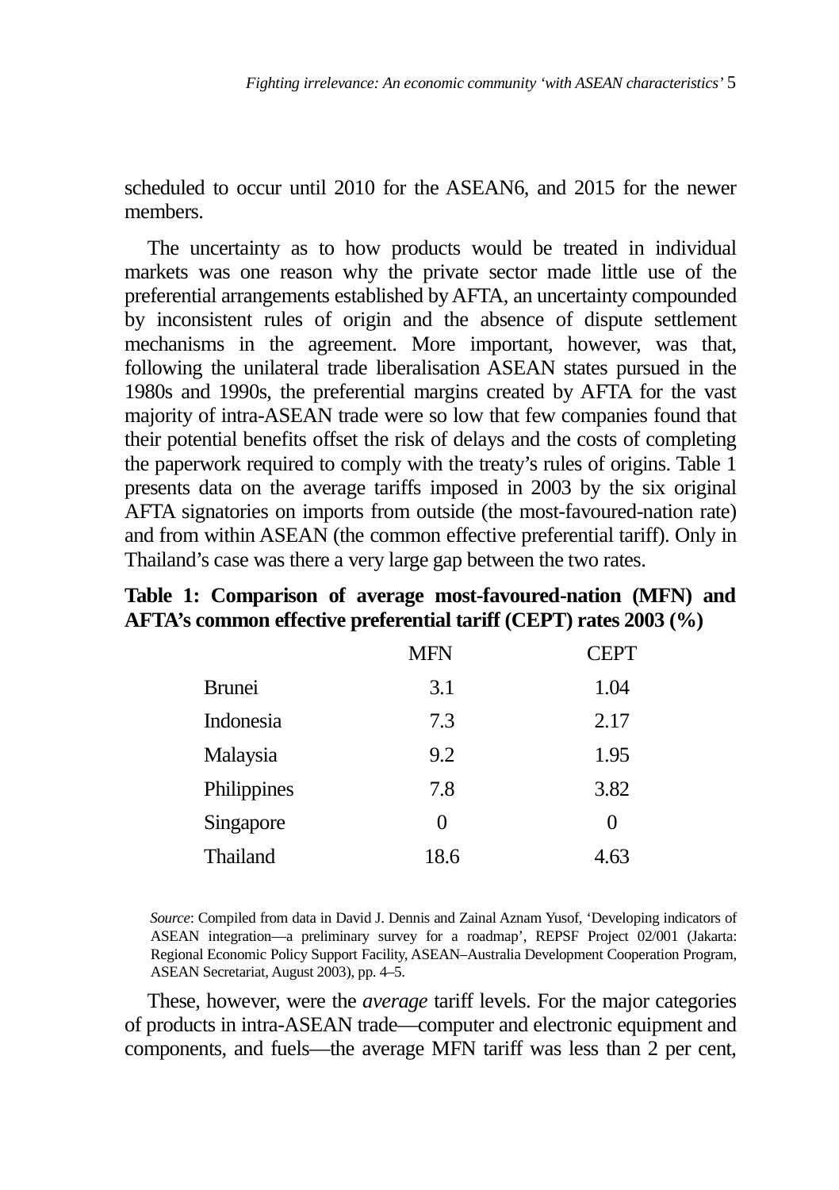scheduled to occur until 2010 for the ASEAN6, and 2015 for the newer members.

The uncertainty as to how products would be treated in individual markets was one reason why the private sector made little use of the preferential arrangements established by AFTA, an uncertainty compounded by inconsistent rules of origin and the absence of dispute settlement mechanisms in the agreement. More important, however, was that, following the unilateral trade liberalisation ASEAN states pursued in the 1980s and 1990s, the preferential margins created by AFTA for the vast majority of intra-ASEAN trade were so low that few companies found that their potential benefits offset the risk of delays and the costs of completing the paperwork required to comply with the treaty's rules of origins. Table 1 presents data on the average tariffs imposed in 2003 by the six original AFTA signatories on imports from outside (the most-favoured-nation rate) and from within ASEAN (the common effective preferential tariff). Only in Thailand's case was there a very large gap between the two rates.

**Table 1: Comparison of average most-favoured-nation (MFN) and AFTA's common effective preferential tariff (CEPT) rates 2003 (%)**

| | MFN | CEPT |
|---|---|---|
| Brunei | 3.1 | 1.04 |
| Indonesia | 7.3 | 2.17 |
| Malaysia | 9.2 | 1.95 |
| Philippines | 7.8 | 3.82 |
| Singapore | 0 | 0 |
| Thailand | 18.6 | 4.63 |

*Source*: Compiled from data in David J. Dennis and Zainal Aznam Yusof, 'Developing indicators of ASEAN integration—a preliminary survey for a roadmap', REPSF Project 02/001 (Jakarta: Regional Economic Policy Support Facility, ASEAN–Australia Development Cooperation Program, ASEAN Secretariat, August 2003), pp. 4–5.

These, however, were the *average* tariff levels. For the major categories of products in intra-ASEAN trade—computer and electronic equipment and components, and fuels—the average MFN tariff was less than 2 per cent,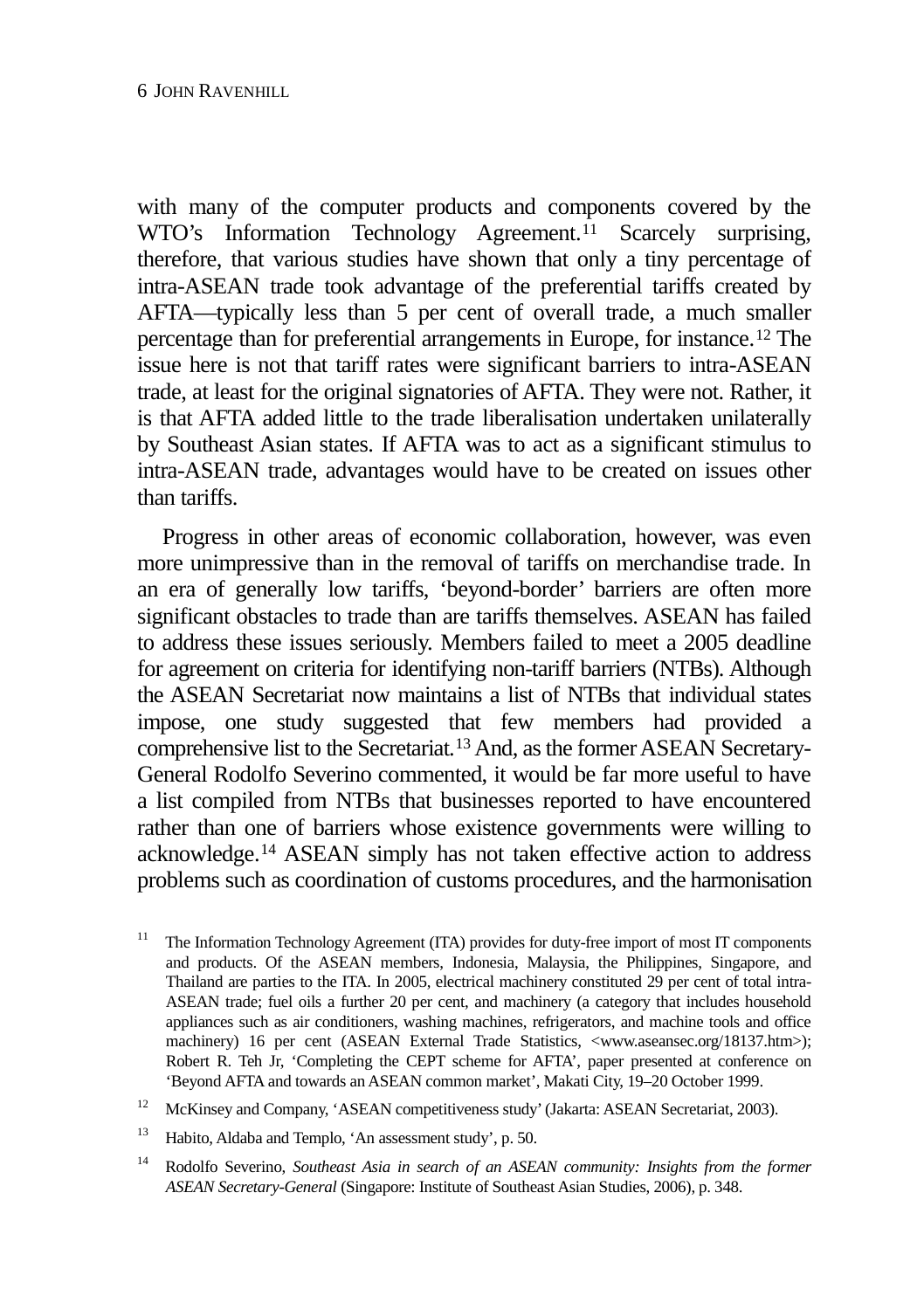with many of the computer products and components covered by the WTO's Information Technology Agreement.[11] Scarcely surprising, therefore, that various studies have shown that only a tiny percentage of intra-ASEAN trade took advantage of the preferential tariffs created by AFTA—typically less than 5 per cent of overall trade, a much smaller percentage than for preferential arrangements in Europe, for instance.[12] The issue here is not that tariff rates were significant barriers to intra-ASEAN trade, at least for the original signatories of AFTA. They were not. Rather, it is that AFTA added little to the trade liberalisation undertaken unilaterally by Southeast Asian states. If AFTA was to act as a significant stimulus to intra-ASEAN trade, advantages would have to be created on issues other than tariffs.

Progress in other areas of economic collaboration, however, was even more unimpressive than in the removal of tariffs on merchandise trade. In an era of generally low tariffs, 'beyond-border' barriers are often more significant obstacles to trade than are tariffs themselves. ASEAN has failed to address these issues seriously. Members failed to meet a 2005 deadline for agreement on criteria for identifying non-tariff barriers (NTBs). Although the ASEAN Secretariat now maintains a list of NTBs that individual states impose, one study suggested that few members had provided a comprehensive list to the Secretariat.[13] And, as the former ASEAN Secretary-General Rodolfo Severino commented, it would be far more useful to have a list compiled from NTBs that businesses reported to have encountered rather than one of barriers whose existence governments were willing to acknowledge.[14] ASEAN simply has not taken effective action to address problems such as coordination of customs procedures, and the harmonisation

[11] The Information Technology Agreement (ITA) provides for duty-free import of most IT components and products. Of the ASEAN members, Indonesia, Malaysia, the Philippines, Singapore, and Thailand are parties to the ITA. In 2005, electrical machinery constituted 29 per cent of total intra-ASEAN trade; fuel oils a further 20 per cent, and machinery (a category that includes household appliances such as air conditioners, washing machines, refrigerators, and machine tools and office machinery) 16 per cent (ASEAN External Trade Statistics, <www.aseansec.org/18137.htm>); Robert R. Teh Jr, 'Completing the CEPT scheme for AFTA', paper presented at conference on 'Beyond AFTA and towards an ASEAN common market', Makati City, 19–20 October 1999.

[12] McKinsey and Company, 'ASEAN competitiveness study' (Jakarta: ASEAN Secretariat, 2003).

[13] Habito, Aldaba and Templo, 'An assessment study', p. 50.

[14] Rodolfo Severino, *Southeast Asia in search of an ASEAN community: Insights from the former ASEAN Secretary-General* (Singapore: Institute of Southeast Asian Studies, 2006), p. 348.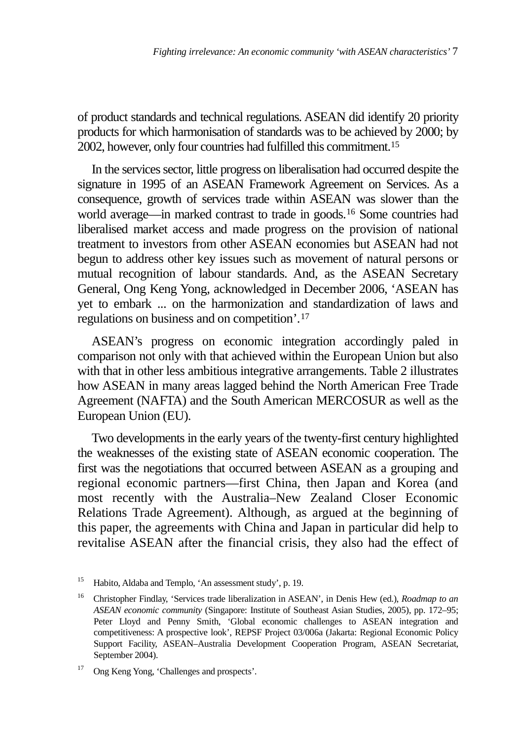of product standards and technical regulations. ASEAN did identify 20 priority products for which harmonisation of standards was to be achieved by 2000; by 2002, however, only four countries had fulfilled this commitment.[15]

In the services sector, little progress on liberalisation had occurred despite the signature in 1995 of an ASEAN Framework Agreement on Services. As a consequence, growth of services trade within ASEAN was slower than the world average—in marked contrast to trade in goods.[16] Some countries had liberalised market access and made progress on the provision of national treatment to investors from other ASEAN economies but ASEAN had not begun to address other key issues such as movement of natural persons or mutual recognition of labour standards. And, as the ASEAN Secretary General, Ong Keng Yong, acknowledged in December 2006, 'ASEAN has yet to embark ... on the harmonization and standardization of laws and regulations on business and on competition'.[17]

ASEAN's progress on economic integration accordingly paled in comparison not only with that achieved within the European Union but also with that in other less ambitious integrative arrangements. Table 2 illustrates how ASEAN in many areas lagged behind the North American Free Trade Agreement (NAFTA) and the South American MERCOSUR as well as the European Union (EU).

Two developments in the early years of the twenty-first century highlighted the weaknesses of the existing state of ASEAN economic cooperation. The first was the negotiations that occurred between ASEAN as a grouping and regional economic partners—first China, then Japan and Korea (and most recently with the Australia–New Zealand Closer Economic Relations Trade Agreement). Although, as argued at the beginning of this paper, the agreements with China and Japan in particular did help to revitalise ASEAN after the financial crisis, they also had the effect of

---

[15] Habito, Aldaba and Templo, 'An assessment study', p. 19.

[16] Christopher Findlay, 'Services trade liberalization in ASEAN', in Denis Hew (ed.), *Roadmap to an ASEAN economic community* (Singapore: Institute of Southeast Asian Studies, 2005), pp. 172–95; Peter Lloyd and Penny Smith, 'Global economic challenges to ASEAN integration and competitiveness: A prospective look', REPSF Project 03/006a (Jakarta: Regional Economic Policy Support Facility, ASEAN–Australia Development Cooperation Program, ASEAN Secretariat, September 2004).

[17] Ong Keng Yong, 'Challenges and prospects'.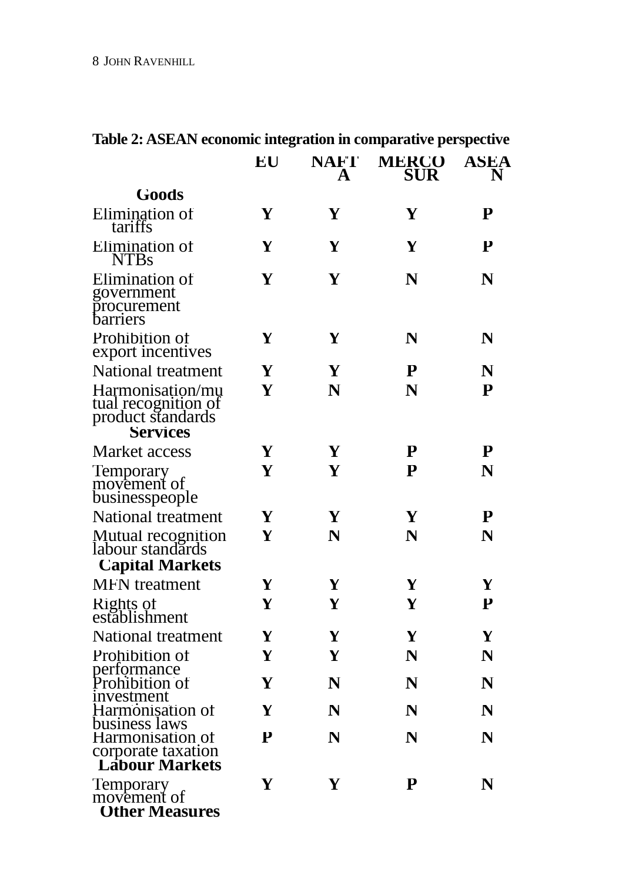**Table 2: ASEAN economic integration in comparative perspective**

| | EU | NAFTA | MERCOSUR | ASEAN |
|---|---|---|---|---|
| **Goods** | | | | |
| Elimination of tariffs | Y | Y | Y | P |
| Elimination of NTBs | Y | Y | Y | P |
| Elimination of government procurement barriers | Y | Y | N | N |
| Prohibition of export incentives | Y | Y | N | N |
| National treatment | Y | Y | P | N |
| Harmonisation/mutual recognition of product standards | Y | N | N | P |
| **Services** | | | | |
| Market access | Y | Y | P | P |
| Temporary movement of businesspeople | Y | Y | P | N |
| National treatment | Y | Y | Y | P |
| Mutual recognition labour standards | Y | N | N | N |
| **Capital Markets** | | | | |
| MFN treatment | Y | Y | Y | Y |
| Rights of establishment | Y | Y | Y | P |
| National treatment | Y | Y | Y | Y |
| Prohibition of performance | Y | Y | N | N |
| Prohibition of investment | Y | N | N | N |
| Harmonisation of business laws | Y | N | N | N |
| Harmonisation of corporate taxation | P | N | N | N |
| **Labour Markets** | | | | |
| Temporary movement of | Y | Y | P | N |
| **Other Measures** | | | | |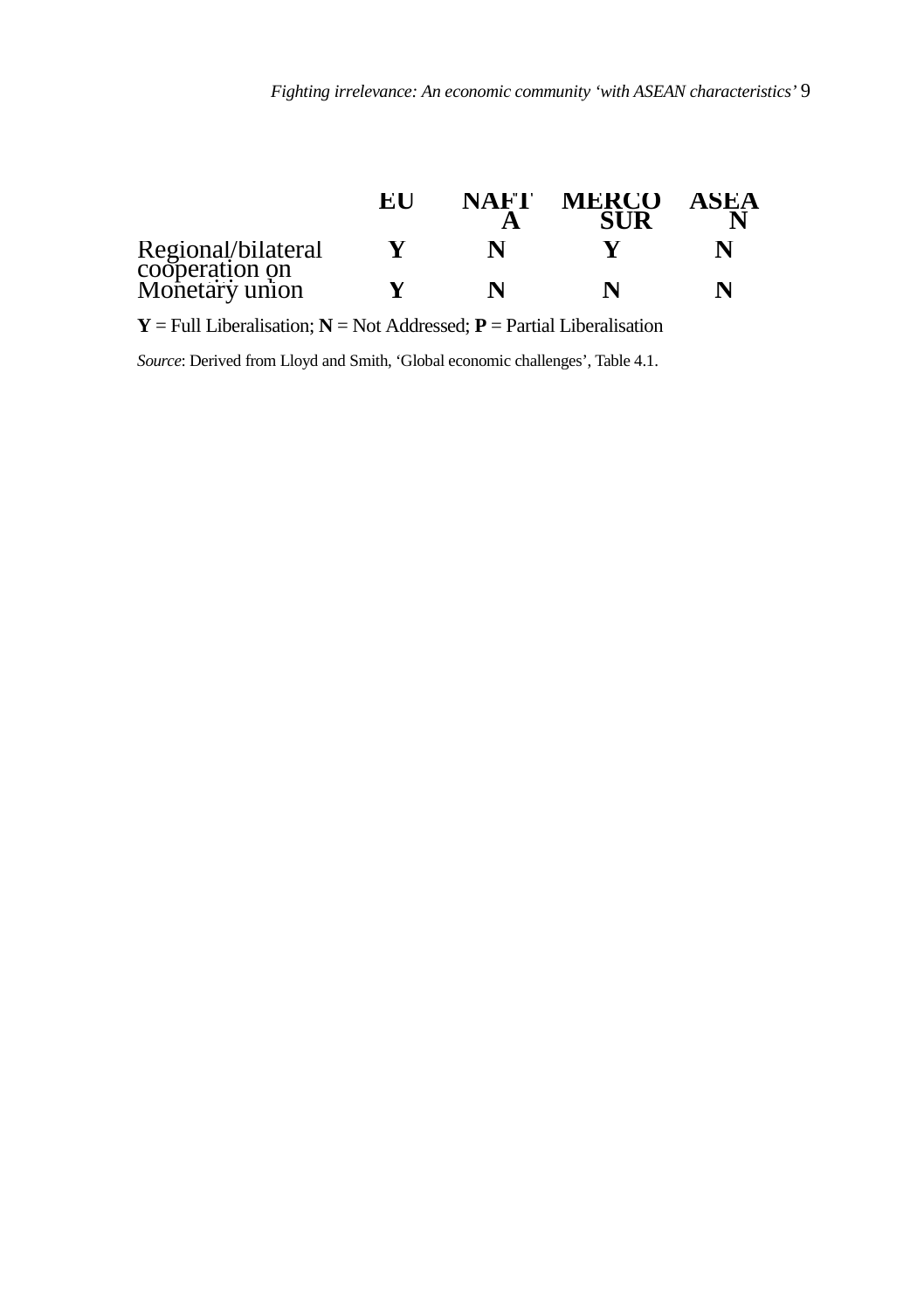| | EU | NAFTA | MERCOSUR | ASEAN |
|---|---|---|---|---|
| Regional/bilateral cooperation on | Y | N | Y | N |
| Monetary union | Y | N | N | N |

**Y** = Full Liberalisation; **N** = Not Addressed; **P** = Partial Liberalisation

*Source*: Derived from Lloyd and Smith, 'Global economic challenges', Table 4.1.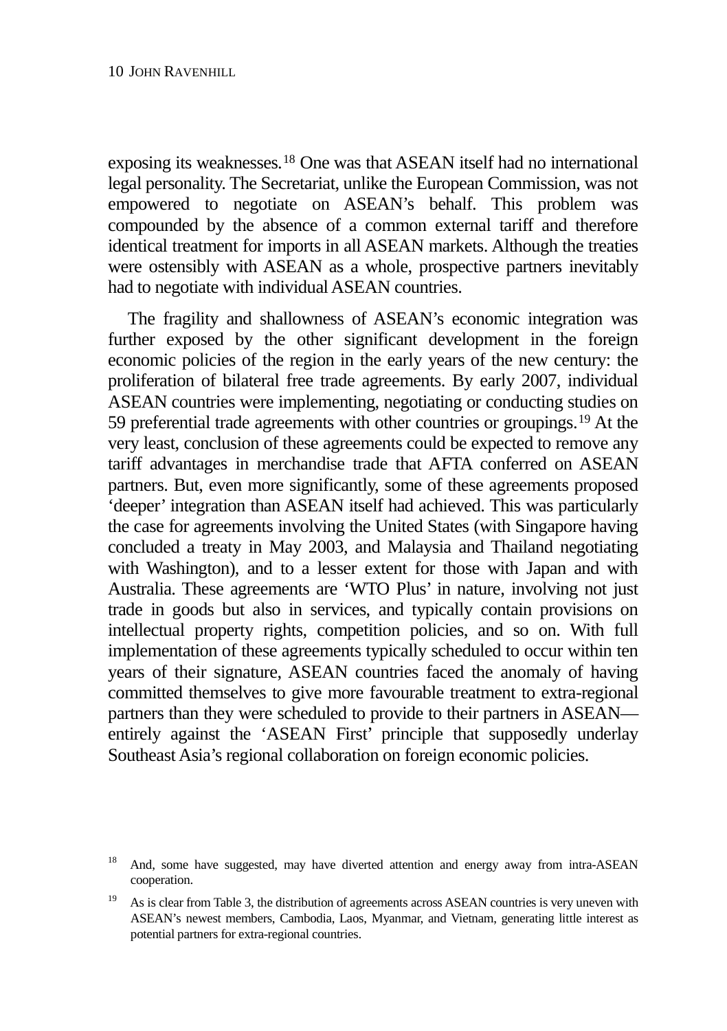exposing its weaknesses.[18] One was that ASEAN itself had no international legal personality. The Secretariat, unlike the European Commission, was not empowered to negotiate on ASEAN's behalf. This problem was compounded by the absence of a common external tariff and therefore identical treatment for imports in all ASEAN markets. Although the treaties were ostensibly with ASEAN as a whole, prospective partners inevitably had to negotiate with individual ASEAN countries.

The fragility and shallowness of ASEAN's economic integration was further exposed by the other significant development in the foreign economic policies of the region in the early years of the new century: the proliferation of bilateral free trade agreements. By early 2007, individual ASEAN countries were implementing, negotiating or conducting studies on 59 preferential trade agreements with other countries or groupings.[19] At the very least, conclusion of these agreements could be expected to remove any tariff advantages in merchandise trade that AFTA conferred on ASEAN partners. But, even more significantly, some of these agreements proposed 'deeper' integration than ASEAN itself had achieved. This was particularly the case for agreements involving the United States (with Singapore having concluded a treaty in May 2003, and Malaysia and Thailand negotiating with Washington), and to a lesser extent for those with Japan and with Australia. These agreements are 'WTO Plus' in nature, involving not just trade in goods but also in services, and typically contain provisions on intellectual property rights, competition policies, and so on. With full implementation of these agreements typically scheduled to occur within ten years of their signature, ASEAN countries faced the anomaly of having committed themselves to give more favourable treatment to extra-regional partners than they were scheduled to provide to their partners in ASEAN—entirely against the 'ASEAN First' principle that supposedly underlay Southeast Asia's regional collaboration on foreign economic policies.

[18] And, some have suggested, may have diverted attention and energy away from intra-ASEAN cooperation.

[19] As is clear from Table 3, the distribution of agreements across ASEAN countries is very uneven with ASEAN's newest members, Cambodia, Laos, Myanmar, and Vietnam, generating little interest as potential partners for extra-regional countries.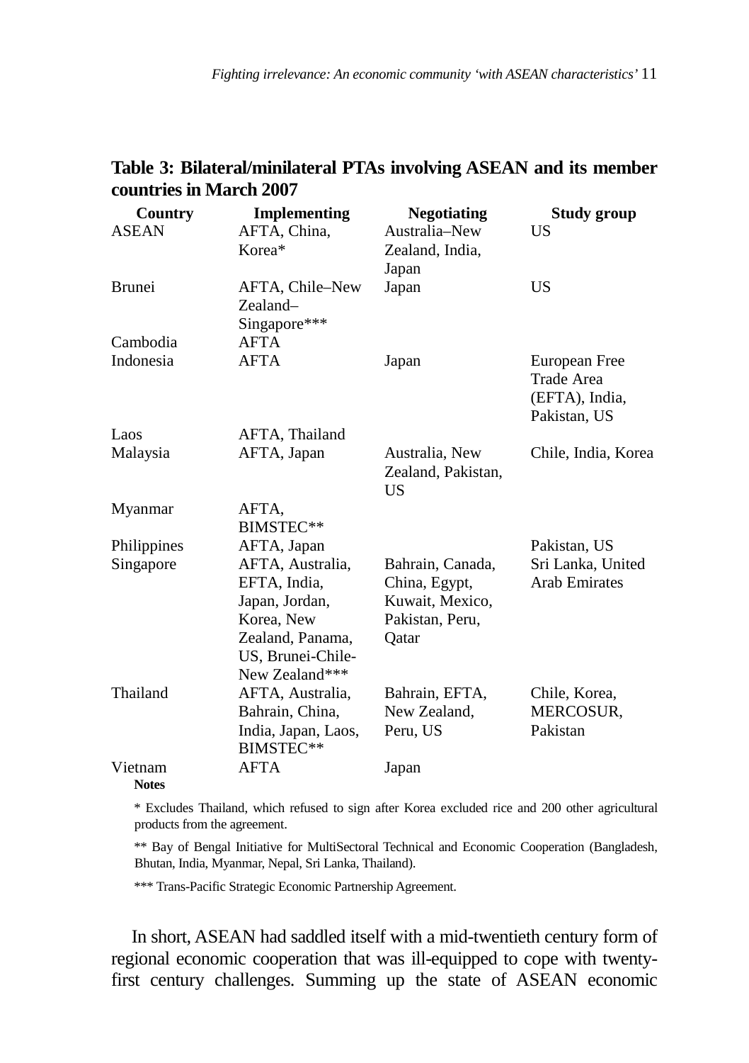**Table 3: Bilateral/minilateral PTAs involving ASEAN and its member countries in March 2007**

| Country | Implementing | Negotiating | Study group |
|---|---|---|---|
| ASEAN | AFTA, China, Korea* | Australia–New Zealand, India, Japan | US |
| Brunei | AFTA, Chile–New Zealand–Singapore*** | Japan | US |
| Cambodia | AFTA | | |
| Indonesia | AFTA | Japan | European Free Trade Area (EFTA), India, Pakistan, US |
| Laos | AFTA, Thailand | | |
| Malaysia | AFTA, Japan | Australia, New Zealand, Pakistan, US | Chile, India, Korea |
| Myanmar | AFTA, BIMSTEC** | | |
| Philippines | AFTA, Japan | | Pakistan, US |
| Singapore | AFTA, Australia, EFTA, India, Japan, Jordan, Korea, New Zealand, Panama, US, Brunei-Chile-New Zealand*** | Bahrain, Canada, China, Egypt, Kuwait, Mexico, Pakistan, Peru, Qatar | Sri Lanka, United Arab Emirates |
| Thailand | AFTA, Australia, Bahrain, China, India, Japan, Laos, BIMSTEC** | Bahrain, EFTA, New Zealand, Peru, US | Chile, Korea, MERCOSUR, Pakistan |
| Vietnam | AFTA | Japan | |

**Notes**

* Excludes Thailand, which refused to sign after Korea excluded rice and 200 other agricultural products from the agreement.

** Bay of Bengal Initiative for MultiSectoral Technical and Economic Cooperation (Bangladesh, Bhutan, India, Myanmar, Nepal, Sri Lanka, Thailand).

*** Trans-Pacific Strategic Economic Partnership Agreement.

In short, ASEAN had saddled itself with a mid-twentieth century form of regional economic cooperation that was ill-equipped to cope with twenty-first century challenges. Summing up the state of ASEAN economic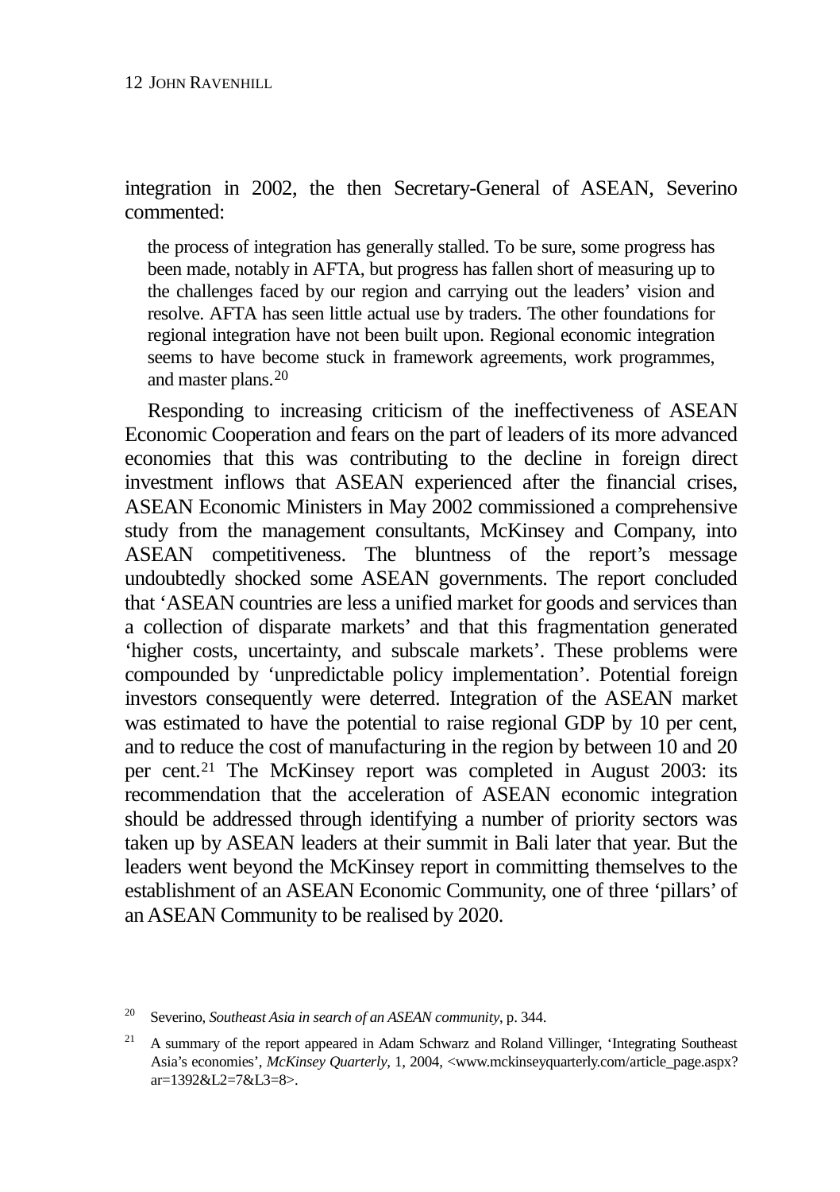integration in 2002, the then Secretary-General of ASEAN, Severino commented:

> the process of integration has generally stalled. To be sure, some progress has been made, notably in AFTA, but progress has fallen short of measuring up to the challenges faced by our region and carrying out the leaders' vision and resolve. AFTA has seen little actual use by traders. The other foundations for regional integration have not been built upon. Regional economic integration seems to have become stuck in framework agreements, work programmes, and master plans.[20]

Responding to increasing criticism of the ineffectiveness of ASEAN Economic Cooperation and fears on the part of leaders of its more advanced economies that this was contributing to the decline in foreign direct investment inflows that ASEAN experienced after the financial crises, ASEAN Economic Ministers in May 2002 commissioned a comprehensive study from the management consultants, McKinsey and Company, into ASEAN competitiveness. The bluntness of the report's message undoubtedly shocked some ASEAN governments. The report concluded that 'ASEAN countries are less a unified market for goods and services than a collection of disparate markets' and that this fragmentation generated 'higher costs, uncertainty, and subscale markets'. These problems were compounded by 'unpredictable policy implementation'. Potential foreign investors consequently were deterred. Integration of the ASEAN market was estimated to have the potential to raise regional GDP by 10 per cent, and to reduce the cost of manufacturing in the region by between 10 and 20 per cent.[21] The McKinsey report was completed in August 2003: its recommendation that the acceleration of ASEAN economic integration should be addressed through identifying a number of priority sectors was taken up by ASEAN leaders at their summit in Bali later that year. But the leaders went beyond the McKinsey report in committing themselves to the establishment of an ASEAN Economic Community, one of three 'pillars' of an ASEAN Community to be realised by 2020.

---

[20] Severino, *Southeast Asia in search of an ASEAN community*, p. 344.

[21] A summary of the report appeared in Adam Schwarz and Roland Villinger, 'Integrating Southeast Asia's economies', *McKinsey Quarterly*, 1, 2004, <www.mckinseyquarterly.com/article_page.aspx?ar=1392&L2=7&L3=8>.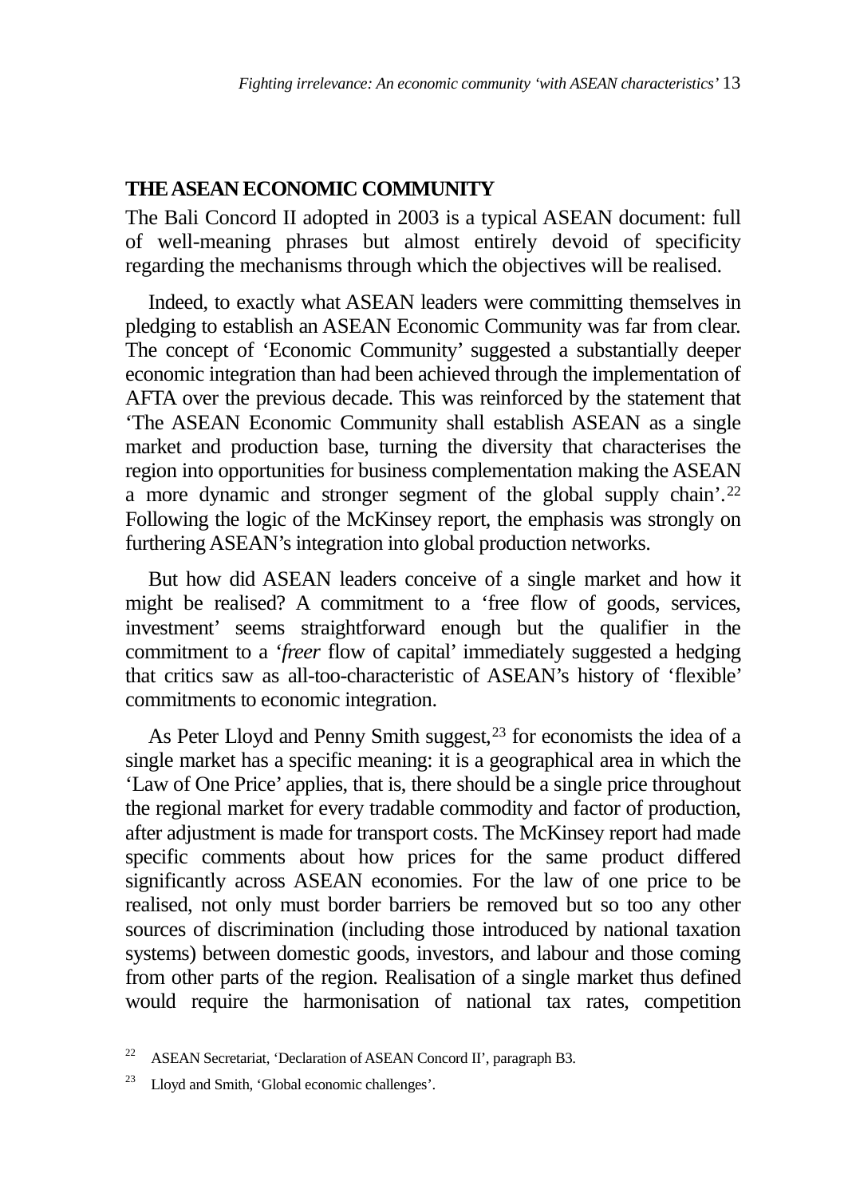## THE ASEAN ECONOMIC COMMUNITY

The Bali Concord II adopted in 2003 is a typical ASEAN document: full of well-meaning phrases but almost entirely devoid of specificity regarding the mechanisms through which the objectives will be realised.

Indeed, to exactly what ASEAN leaders were committing themselves in pledging to establish an ASEAN Economic Community was far from clear. The concept of 'Economic Community' suggested a substantially deeper economic integration than had been achieved through the implementation of AFTA over the previous decade. This was reinforced by the statement that 'The ASEAN Economic Community shall establish ASEAN as a single market and production base, turning the diversity that characterises the region into opportunities for business complementation making the ASEAN a more dynamic and stronger segment of the global supply chain'.[22] Following the logic of the McKinsey report, the emphasis was strongly on furthering ASEAN's integration into global production networks.

But how did ASEAN leaders conceive of a single market and how it might be realised? A commitment to a 'free flow of goods, services, investment' seems straightforward enough but the qualifier in the commitment to a '*freer* flow of capital' immediately suggested a hedging that critics saw as all-too-characteristic of ASEAN's history of 'flexible' commitments to economic integration.

As Peter Lloyd and Penny Smith suggest,[23] for economists the idea of a single market has a specific meaning: it is a geographical area in which the 'Law of One Price' applies, that is, there should be a single price throughout the regional market for every tradable commodity and factor of production, after adjustment is made for transport costs. The McKinsey report had made specific comments about how prices for the same product differed significantly across ASEAN economies. For the law of one price to be realised, not only must border barriers be removed but so too any other sources of discrimination (including those introduced by national taxation systems) between domestic goods, investors, and labour and those coming from other parts of the region. Realisation of a single market thus defined would require the harmonisation of national tax rates, competition

[22] ASEAN Secretariat, 'Declaration of ASEAN Concord II', paragraph B3.

[23] Lloyd and Smith, 'Global economic challenges'.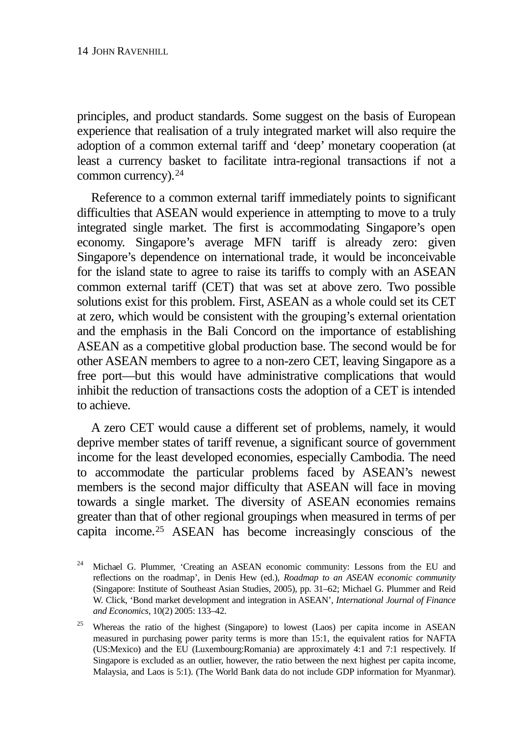principles, and product standards. Some suggest on the basis of European experience that realisation of a truly integrated market will also require the adoption of a common external tariff and 'deep' monetary cooperation (at least a currency basket to facilitate intra-regional transactions if not a common currency).[24]

Reference to a common external tariff immediately points to significant difficulties that ASEAN would experience in attempting to move to a truly integrated single market. The first is accommodating Singapore's open economy. Singapore's average MFN tariff is already zero: given Singapore's dependence on international trade, it would be inconceivable for the island state to agree to raise its tariffs to comply with an ASEAN common external tariff (CET) that was set at above zero. Two possible solutions exist for this problem. First, ASEAN as a whole could set its CET at zero, which would be consistent with the grouping's external orientation and the emphasis in the Bali Concord on the importance of establishing ASEAN as a competitive global production base. The second would be for other ASEAN members to agree to a non-zero CET, leaving Singapore as a free port—but this would have administrative complications that would inhibit the reduction of transactions costs the adoption of a CET is intended to achieve.

A zero CET would cause a different set of problems, namely, it would deprive member states of tariff revenue, a significant source of government income for the least developed economies, especially Cambodia. The need to accommodate the particular problems faced by ASEAN's newest members is the second major difficulty that ASEAN will face in moving towards a single market. The diversity of ASEAN economies remains greater than that of other regional groupings when measured in terms of per capita income.[25] ASEAN has become increasingly conscious of the

[24] Michael G. Plummer, 'Creating an ASEAN economic community: Lessons from the EU and reflections on the roadmap', in Denis Hew (ed.), *Roadmap to an ASEAN economic community* (Singapore: Institute of Southeast Asian Studies, 2005), pp. 31–62; Michael G. Plummer and Reid W. Click, 'Bond market development and integration in ASEAN', *International Journal of Finance and Economics*, 10(2) 2005: 133–42.

[25] Whereas the ratio of the highest (Singapore) to lowest (Laos) per capita income in ASEAN measured in purchasing power parity terms is more than 15:1, the equivalent ratios for NAFTA (US:Mexico) and the EU (Luxembourg:Romania) are approximately 4:1 and 7:1 respectively. If Singapore is excluded as an outlier, however, the ratio between the next highest per capita income, Malaysia, and Laos is 5:1). (The World Bank data do not include GDP information for Myanmar).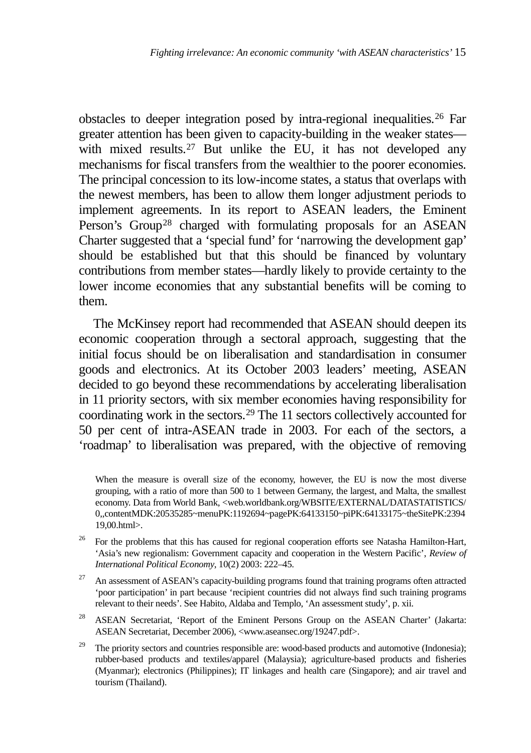obstacles to deeper integration posed by intra-regional inequalities.[26] Far greater attention has been given to capacity-building in the weaker states—with mixed results.[27] But unlike the EU, it has not developed any mechanisms for fiscal transfers from the wealthier to the poorer economies. The principal concession to its low-income states, a status that overlaps with the newest members, has been to allow them longer adjustment periods to implement agreements. In its report to ASEAN leaders, the Eminent Person's Group[28] charged with formulating proposals for an ASEAN Charter suggested that a 'special fund' for 'narrowing the development gap' should be established but that this should be financed by voluntary contributions from member states—hardly likely to provide certainty to the lower income economies that any substantial benefits will be coming to them.

The McKinsey report had recommended that ASEAN should deepen its economic cooperation through a sectoral approach, suggesting that the initial focus should be on liberalisation and standardisation in consumer goods and electronics. At its October 2003 leaders' meeting, ASEAN decided to go beyond these recommendations by accelerating liberalisation in 11 priority sectors, with six member economies having responsibility for coordinating work in the sectors.[29] The 11 sectors collectively accounted for 50 per cent of intra-ASEAN trade in 2003. For each of the sectors, a 'roadmap' to liberalisation was prepared, with the objective of removing

When the measure is overall size of the economy, however, the EU is now the most diverse grouping, with a ratio of more than 500 to 1 between Germany, the largest, and Malta, the smallest economy. Data from World Bank, <web.worldbank.org/WBSITE/EXTERNAL/DATASTATISTICS/0,,contentMDK:20535285~menuPK:1192694~pagePK:64133150~piPK:64133175~theSitePK:239419,00.html>.

[26] For the problems that this has caused for regional cooperation efforts see Natasha Hamilton-Hart, 'Asia's new regionalism: Government capacity and cooperation in the Western Pacific', *Review of International Political Economy*, 10(2) 2003: 222–45.

[27] An assessment of ASEAN's capacity-building programs found that training programs often attracted 'poor participation' in part because 'recipient countries did not always find such training programs relevant to their needs'. See Habito, Aldaba and Templo, 'An assessment study', p. xii.

[28] ASEAN Secretariat, 'Report of the Eminent Persons Group on the ASEAN Charter' (Jakarta: ASEAN Secretariat, December 2006), <www.aseansec.org/19247.pdf>.

[29] The priority sectors and countries responsible are: wood-based products and automotive (Indonesia); rubber-based products and textiles/apparel (Malaysia); agriculture-based products and fisheries (Myanmar); electronics (Philippines); IT linkages and health care (Singapore); and air travel and tourism (Thailand).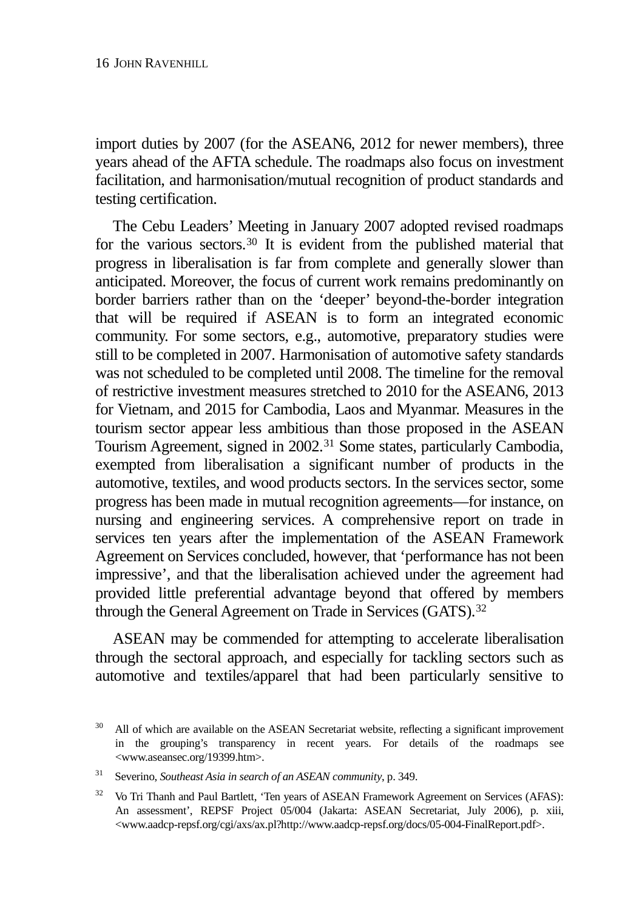import duties by 2007 (for the ASEAN6, 2012 for newer members), three years ahead of the AFTA schedule. The roadmaps also focus on investment facilitation, and harmonisation/mutual recognition of product standards and testing certification.

The Cebu Leaders' Meeting in January 2007 adopted revised roadmaps for the various sectors.[30] It is evident from the published material that progress in liberalisation is far from complete and generally slower than anticipated. Moreover, the focus of current work remains predominantly on border barriers rather than on the 'deeper' beyond-the-border integration that will be required if ASEAN is to form an integrated economic community. For some sectors, e.g., automotive, preparatory studies were still to be completed in 2007. Harmonisation of automotive safety standards was not scheduled to be completed until 2008. The timeline for the removal of restrictive investment measures stretched to 2010 for the ASEAN6, 2013 for Vietnam, and 2015 for Cambodia, Laos and Myanmar. Measures in the tourism sector appear less ambitious than those proposed in the ASEAN Tourism Agreement, signed in 2002.[31] Some states, particularly Cambodia, exempted from liberalisation a significant number of products in the automotive, textiles, and wood products sectors. In the services sector, some progress has been made in mutual recognition agreements—for instance, on nursing and engineering services. A comprehensive report on trade in services ten years after the implementation of the ASEAN Framework Agreement on Services concluded, however, that 'performance has not been impressive', and that the liberalisation achieved under the agreement had provided little preferential advantage beyond that offered by members through the General Agreement on Trade in Services (GATS).[32]

ASEAN may be commended for attempting to accelerate liberalisation through the sectoral approach, and especially for tackling sectors such as automotive and textiles/apparel that had been particularly sensitive to

---

[30] All of which are available on the ASEAN Secretariat website, reflecting a significant improvement in the grouping's transparency in recent years. For details of the roadmaps see <www.aseansec.org/19399.htm>.

[31] Severino, *Southeast Asia in search of an ASEAN community*, p. 349.

[32] Vo Tri Thanh and Paul Bartlett, 'Ten years of ASEAN Framework Agreement on Services (AFAS): An assessment', REPSF Project 05/004 (Jakarta: ASEAN Secretariat, July 2006), p. xiii, <www.aadcp-repsf.org/cgi/axs/ax.pl?http://www.aadcp-repsf.org/docs/05-004-FinalReport.pdf>.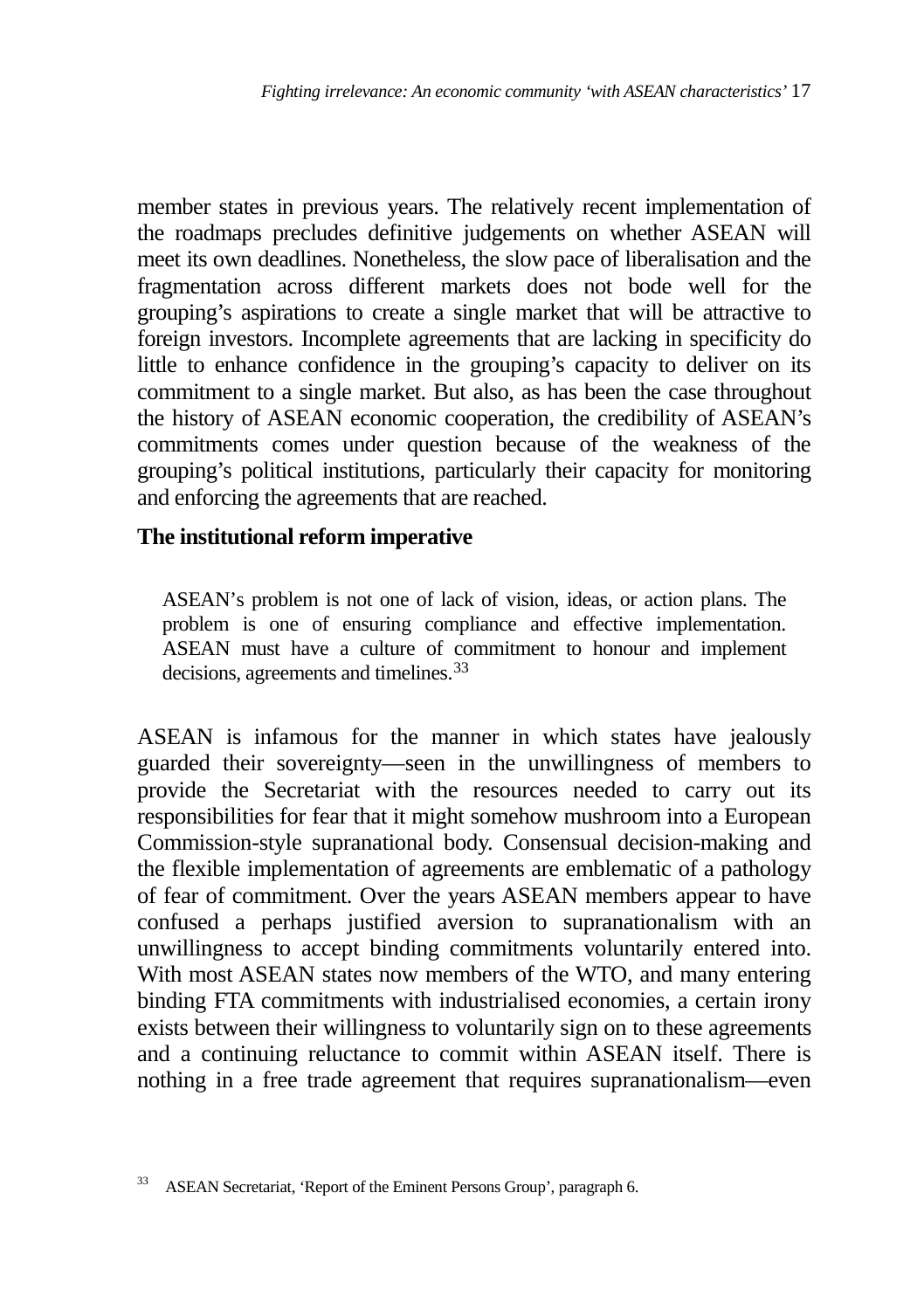member states in previous years. The relatively recent implementation of the roadmaps precludes definitive judgements on whether ASEAN will meet its own deadlines. Nonetheless, the slow pace of liberalisation and the fragmentation across different markets does not bode well for the grouping's aspirations to create a single market that will be attractive to foreign investors. Incomplete agreements that are lacking in specificity do little to enhance confidence in the grouping's capacity to deliver on its commitment to a single market. But also, as has been the case throughout the history of ASEAN economic cooperation, the credibility of ASEAN's commitments comes under question because of the weakness of the grouping's political institutions, particularly their capacity for monitoring and enforcing the agreements that are reached.

## The institutional reform imperative

> ASEAN's problem is not one of lack of vision, ideas, or action plans. The problem is one of ensuring compliance and effective implementation. ASEAN must have a culture of commitment to honour and implement decisions, agreements and timelines.[33]

ASEAN is infamous for the manner in which states have jealously guarded their sovereignty—seen in the unwillingness of members to provide the Secretariat with the resources needed to carry out its responsibilities for fear that it might somehow mushroom into a European Commission-style supranational body. Consensual decision-making and the flexible implementation of agreements are emblematic of a pathology of fear of commitment. Over the years ASEAN members appear to have confused a perhaps justified aversion to supranationalism with an unwillingness to accept binding commitments voluntarily entered into. With most ASEAN states now members of the WTO, and many entering binding FTA commitments with industrialised economies, a certain irony exists between their willingness to voluntarily sign on to these agreements and a continuing reluctance to commit within ASEAN itself. There is nothing in a free trade agreement that requires supranationalism—even

[33] ASEAN Secretariat, 'Report of the Eminent Persons Group', paragraph 6.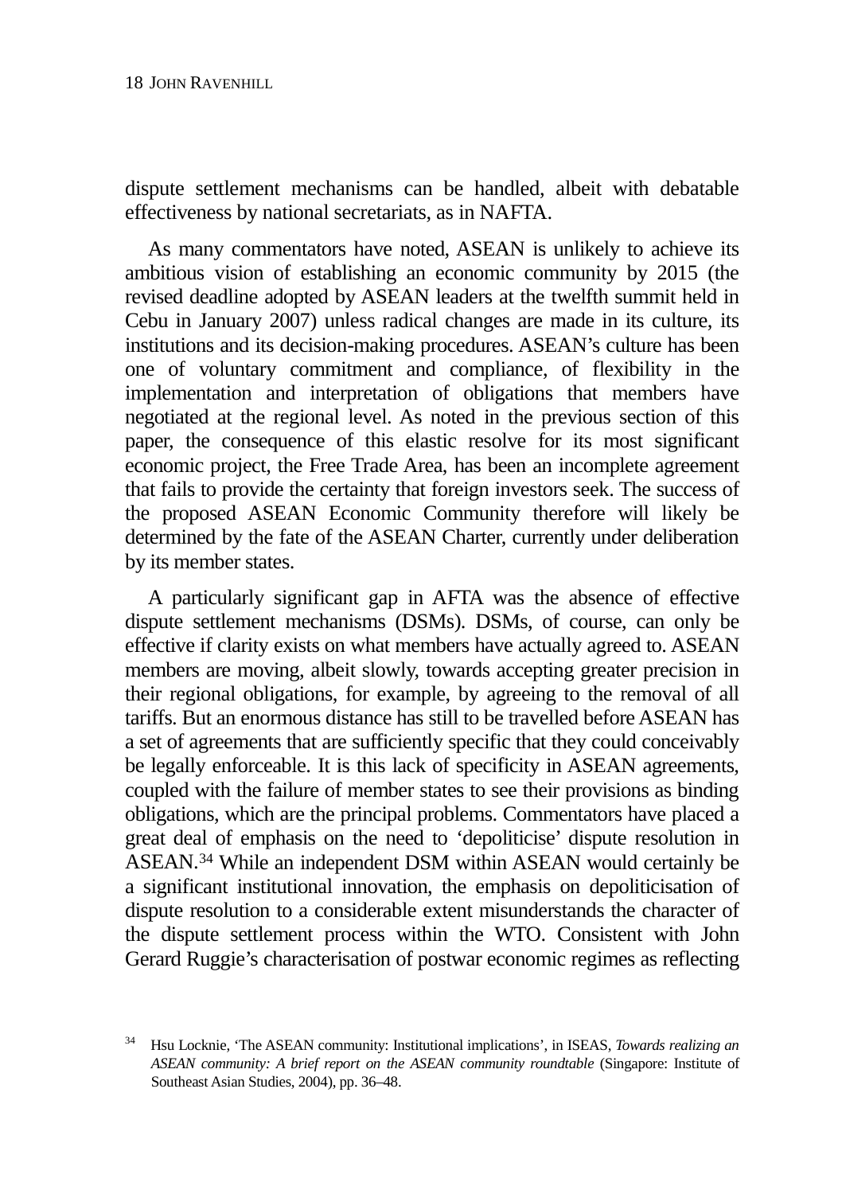dispute settlement mechanisms can be handled, albeit with debatable effectiveness by national secretariats, as in NAFTA.

As many commentators have noted, ASEAN is unlikely to achieve its ambitious vision of establishing an economic community by 2015 (the revised deadline adopted by ASEAN leaders at the twelfth summit held in Cebu in January 2007) unless radical changes are made in its culture, its institutions and its decision-making procedures. ASEAN's culture has been one of voluntary commitment and compliance, of flexibility in the implementation and interpretation of obligations that members have negotiated at the regional level. As noted in the previous section of this paper, the consequence of this elastic resolve for its most significant economic project, the Free Trade Area, has been an incomplete agreement that fails to provide the certainty that foreign investors seek. The success of the proposed ASEAN Economic Community therefore will likely be determined by the fate of the ASEAN Charter, currently under deliberation by its member states.

A particularly significant gap in AFTA was the absence of effective dispute settlement mechanisms (DSMs). DSMs, of course, can only be effective if clarity exists on what members have actually agreed to. ASEAN members are moving, albeit slowly, towards accepting greater precision in their regional obligations, for example, by agreeing to the removal of all tariffs. But an enormous distance has still to be travelled before ASEAN has a set of agreements that are sufficiently specific that they could conceivably be legally enforceable. It is this lack of specificity in ASEAN agreements, coupled with the failure of member states to see their provisions as binding obligations, which are the principal problems. Commentators have placed a great deal of emphasis on the need to 'depoliticise' dispute resolution in ASEAN.[34] While an independent DSM within ASEAN would certainly be a significant institutional innovation, the emphasis on depoliticisation of dispute resolution to a considerable extent misunderstands the character of the dispute settlement process within the WTO. Consistent with John Gerard Ruggie's characterisation of postwar economic regimes as reflecting

[34] Hsu Locknie, 'The ASEAN community: Institutional implications', in ISEAS, *Towards realizing an ASEAN community: A brief report on the ASEAN community roundtable* (Singapore: Institute of Southeast Asian Studies, 2004), pp. 36–48.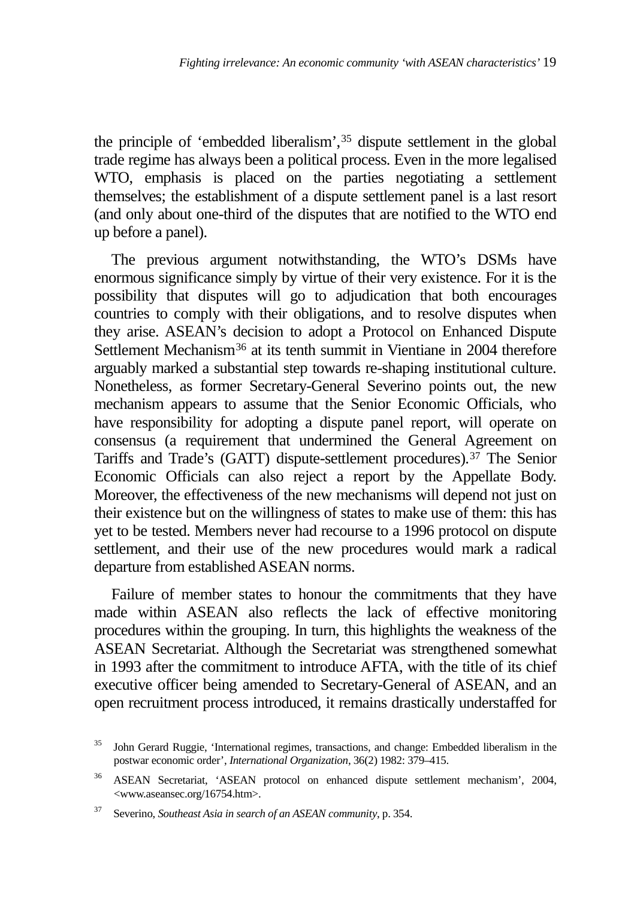the principle of 'embedded liberalism',[35] dispute settlement in the global trade regime has always been a political process. Even in the more legalised WTO, emphasis is placed on the parties negotiating a settlement themselves; the establishment of a dispute settlement panel is a last resort (and only about one-third of the disputes that are notified to the WTO end up before a panel).

The previous argument notwithstanding, the WTO's DSMs have enormous significance simply by virtue of their very existence. For it is the possibility that disputes will go to adjudication that both encourages countries to comply with their obligations, and to resolve disputes when they arise. ASEAN's decision to adopt a Protocol on Enhanced Dispute Settlement Mechanism[36] at its tenth summit in Vientiane in 2004 therefore arguably marked a substantial step towards re-shaping institutional culture. Nonetheless, as former Secretary-General Severino points out, the new mechanism appears to assume that the Senior Economic Officials, who have responsibility for adopting a dispute panel report, will operate on consensus (a requirement that undermined the General Agreement on Tariffs and Trade's (GATT) dispute-settlement procedures).[37] The Senior Economic Officials can also reject a report by the Appellate Body. Moreover, the effectiveness of the new mechanisms will depend not just on their existence but on the willingness of states to make use of them: this has yet to be tested. Members never had recourse to a 1996 protocol on dispute settlement, and their use of the new procedures would mark a radical departure from established ASEAN norms.

Failure of member states to honour the commitments that they have made within ASEAN also reflects the lack of effective monitoring procedures within the grouping. In turn, this highlights the weakness of the ASEAN Secretariat. Although the Secretariat was strengthened somewhat in 1993 after the commitment to introduce AFTA, with the title of its chief executive officer being amended to Secretary-General of ASEAN, and an open recruitment process introduced, it remains drastically understaffed for

[35] John Gerard Ruggie, 'International regimes, transactions, and change: Embedded liberalism in the postwar economic order', *International Organization*, 36(2) 1982: 379–415.

[36] ASEAN Secretariat, 'ASEAN protocol on enhanced dispute settlement mechanism', 2004, <www.aseansec.org/16754.htm>.

[37] Severino, *Southeast Asia in search of an ASEAN community*, p. 354.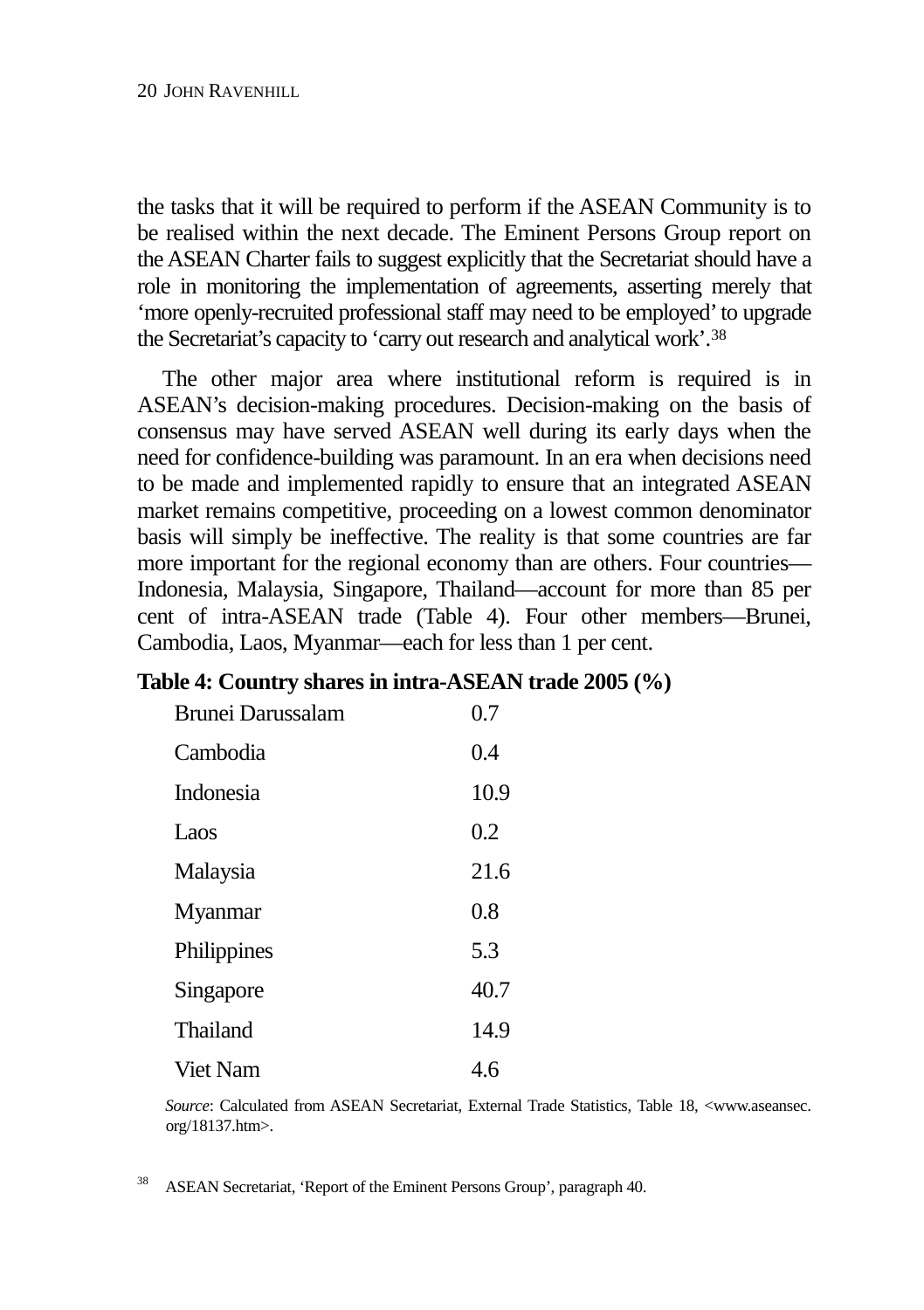the tasks that it will be required to perform if the ASEAN Community is to be realised within the next decade. The Eminent Persons Group report on the ASEAN Charter fails to suggest explicitly that the Secretariat should have a role in monitoring the implementation of agreements, asserting merely that 'more openly-recruited professional staff may need to be employed' to upgrade the Secretariat's capacity to 'carry out research and analytical work'.[38]

The other major area where institutional reform is required is in ASEAN's decision-making procedures. Decision-making on the basis of consensus may have served ASEAN well during its early days when the need for confidence-building was paramount. In an era when decisions need to be made and implemented rapidly to ensure that an integrated ASEAN market remains competitive, proceeding on a lowest common denominator basis will simply be ineffective. The reality is that some countries are far more important for the regional economy than are others. Four countries—Indonesia, Malaysia, Singapore, Thailand—account for more than 85 per cent of intra-ASEAN trade (Table 4). Four other members—Brunei, Cambodia, Laos, Myanmar—each for less than 1 per cent.

**Table 4: Country shares in intra-ASEAN trade 2005 (%)**

| Country | % |
|---|---|
| Brunei Darussalam | 0.7 |
| Cambodia | 0.4 |
| Indonesia | 10.9 |
| Laos | 0.2 |
| Malaysia | 21.6 |
| Myanmar | 0.8 |
| Philippines | 5.3 |
| Singapore | 40.7 |
| Thailand | 14.9 |
| Viet Nam | 4.6 |

*Source*: Calculated from ASEAN Secretariat, External Trade Statistics, Table 18, <www.aseansec.org/18137.htm>.

[38] ASEAN Secretariat, 'Report of the Eminent Persons Group', paragraph 40.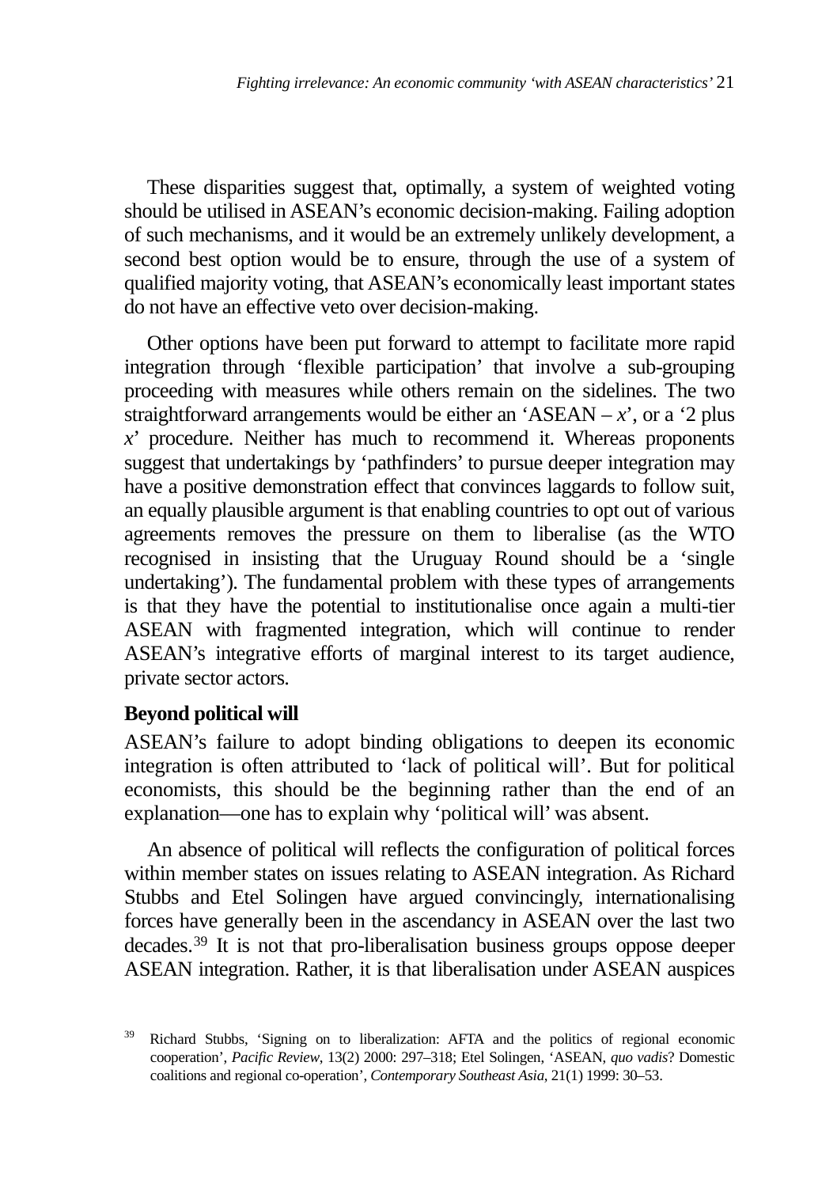These disparities suggest that, optimally, a system of weighted voting should be utilised in ASEAN's economic decision-making. Failing adoption of such mechanisms, and it would be an extremely unlikely development, a second best option would be to ensure, through the use of a system of qualified majority voting, that ASEAN's economically least important states do not have an effective veto over decision-making.

Other options have been put forward to attempt to facilitate more rapid integration through 'flexible participation' that involve a sub-grouping proceeding with measures while others remain on the sidelines. The two straightforward arrangements would be either an 'ASEAN – *x*', or a '2 plus *x*' procedure. Neither has much to recommend it. Whereas proponents suggest that undertakings by 'pathfinders' to pursue deeper integration may have a positive demonstration effect that convinces laggards to follow suit, an equally plausible argument is that enabling countries to opt out of various agreements removes the pressure on them to liberalise (as the WTO recognised in insisting that the Uruguay Round should be a 'single undertaking'). The fundamental problem with these types of arrangements is that they have the potential to institutionalise once again a multi-tier ASEAN with fragmented integration, which will continue to render ASEAN's integrative efforts of marginal interest to its target audience, private sector actors.

**Beyond political will**

ASEAN's failure to adopt binding obligations to deepen its economic integration is often attributed to 'lack of political will'. But for political economists, this should be the beginning rather than the end of an explanation—one has to explain why 'political will' was absent.

An absence of political will reflects the configuration of political forces within member states on issues relating to ASEAN integration. As Richard Stubbs and Etel Solingen have argued convincingly, internationalising forces have generally been in the ascendancy in ASEAN over the last two decades.[39] It is not that pro-liberalisation business groups oppose deeper ASEAN integration. Rather, it is that liberalisation under ASEAN auspices

[39] Richard Stubbs, 'Signing on to liberalization: AFTA and the politics of regional economic cooperation', *Pacific Review*, 13(2) 2000: 297–318; Etel Solingen, 'ASEAN, *quo vadis*? Domestic coalitions and regional co-operation', *Contemporary Southeast Asia*, 21(1) 1999: 30–53.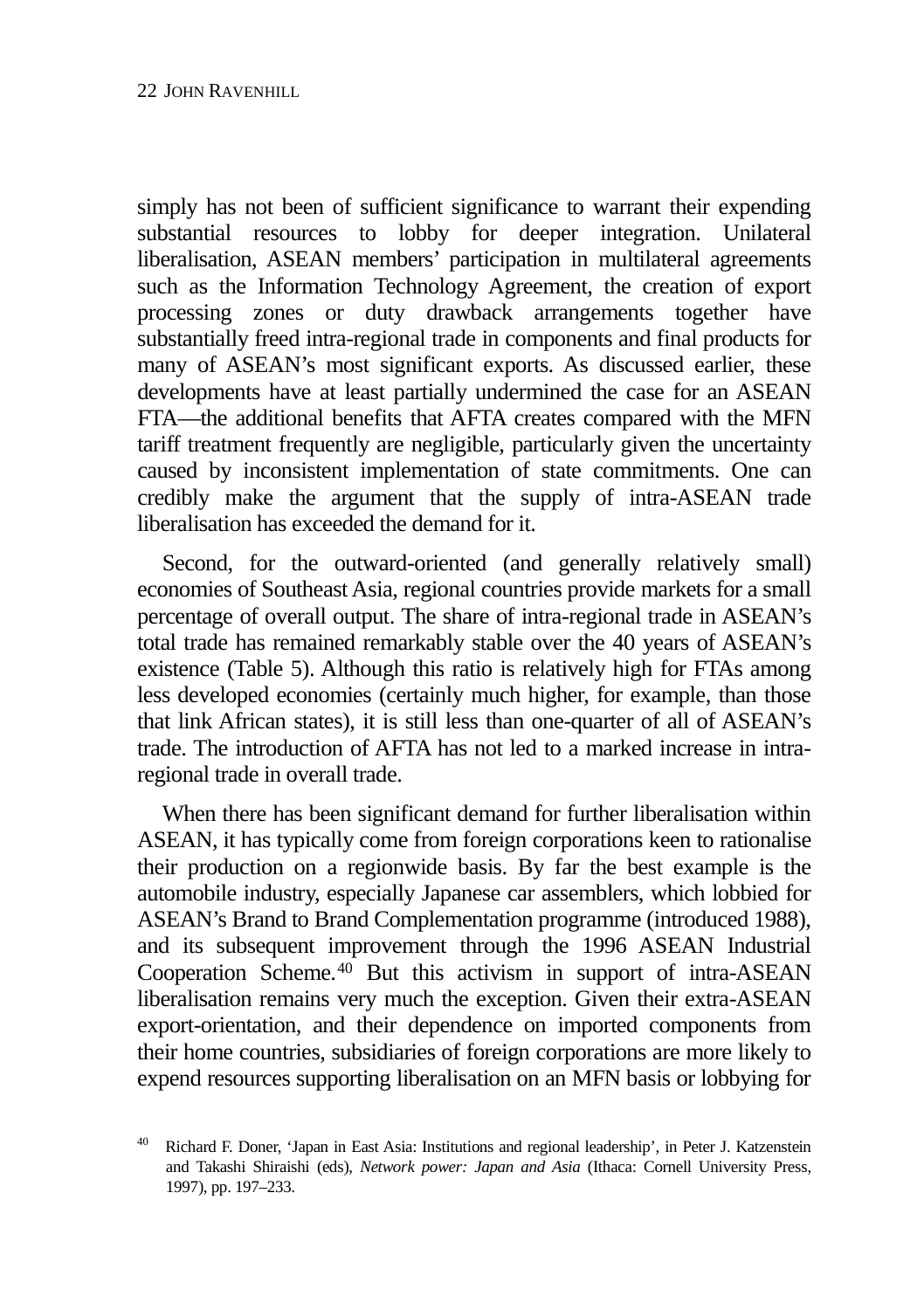simply has not been of sufficient significance to warrant their expending substantial resources to lobby for deeper integration. Unilateral liberalisation, ASEAN members' participation in multilateral agreements such as the Information Technology Agreement, the creation of export processing zones or duty drawback arrangements together have substantially freed intra-regional trade in components and final products for many of ASEAN's most significant exports. As discussed earlier, these developments have at least partially undermined the case for an ASEAN FTA—the additional benefits that AFTA creates compared with the MFN tariff treatment frequently are negligible, particularly given the uncertainty caused by inconsistent implementation of state commitments. One can credibly make the argument that the supply of intra-ASEAN trade liberalisation has exceeded the demand for it.

Second, for the outward-oriented (and generally relatively small) economies of Southeast Asia, regional countries provide markets for a small percentage of overall output. The share of intra-regional trade in ASEAN's total trade has remained remarkably stable over the 40 years of ASEAN's existence (Table 5). Although this ratio is relatively high for FTAs among less developed economies (certainly much higher, for example, than those that link African states), it is still less than one-quarter of all of ASEAN's trade. The introduction of AFTA has not led to a marked increase in intra-regional trade in overall trade.

When there has been significant demand for further liberalisation within ASEAN, it has typically come from foreign corporations keen to rationalise their production on a regionwide basis. By far the best example is the automobile industry, especially Japanese car assemblers, which lobbied for ASEAN's Brand to Brand Complementation programme (introduced 1988), and its subsequent improvement through the 1996 ASEAN Industrial Cooperation Scheme.[40] But this activism in support of intra-ASEAN liberalisation remains very much the exception. Given their extra-ASEAN export-orientation, and their dependence on imported components from their home countries, subsidiaries of foreign corporations are more likely to expend resources supporting liberalisation on an MFN basis or lobbying for

[40] Richard F. Doner, 'Japan in East Asia: Institutions and regional leadership', in Peter J. Katzenstein and Takashi Shiraishi (eds), *Network power: Japan and Asia* (Ithaca: Cornell University Press, 1997), pp. 197–233.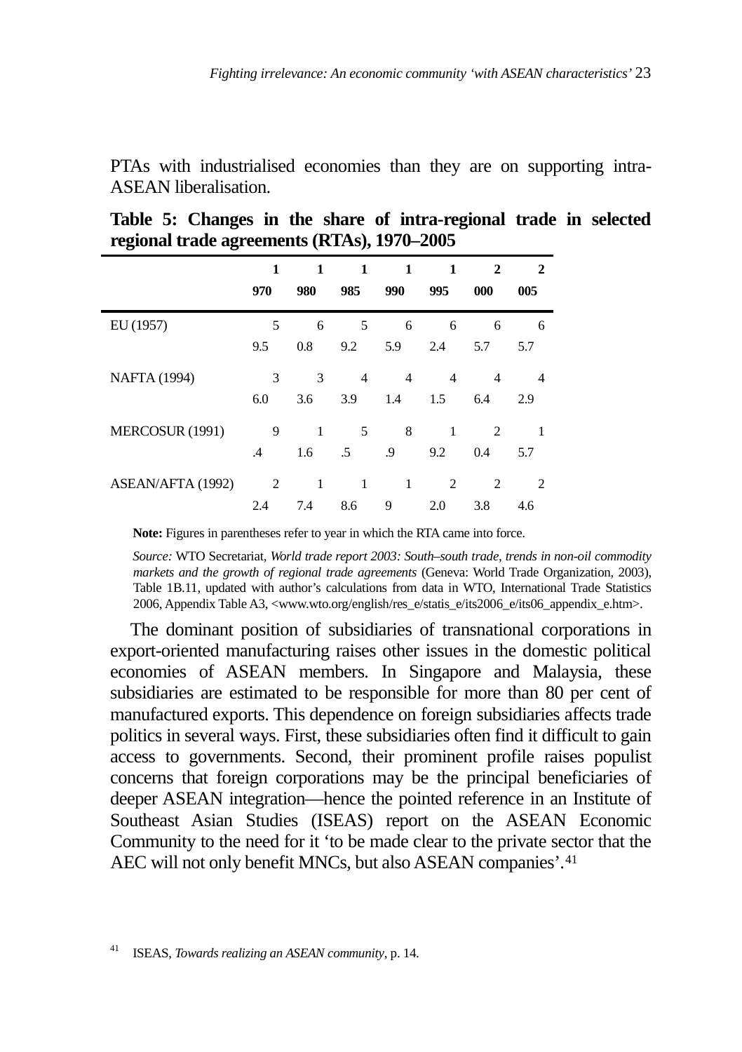PTAs with industrialised economies than they are on supporting intra-ASEAN liberalisation.

**Table 5: Changes in the share of intra-regional trade in selected regional trade agreements (RTAs), 1970–2005**

| | 1970 | 1980 | 1985 | 1990 | 1995 | 2000 | 2005 |
|---|---|---|---|---|---|---|---|
| EU (1957) | 59.5 | 60.8 | 59.2 | 65.9 | 62.4 | 65.7 | 65.7 |
| NAFTA (1994) | 36.0 | 33.6 | 43.9 | 41.4 | 41.5 | 46.4 | 42.9 |
| MERCOSUR (1991) | 9.4 | 11.6 | 5.5 | 8.9 | 19.2 | 20.4 | 15.7 |
| ASEAN/AFTA (1992) | 22.4 | 17.4 | 18.6 | 19 | 22.0 | 23.8 | 24.6 |

**Note:** Figures in parentheses refer to year in which the RTA came into force.

*Source:* WTO Secretariat, *World trade report 2003: South–south trade, trends in non-oil commodity markets and the growth of regional trade agreements* (Geneva: World Trade Organization, 2003), Table 1B.11, updated with author's calculations from data in WTO, International Trade Statistics 2006, Appendix Table A3, <www.wto.org/english/res_e/statis_e/its2006_e/its06_appendix_e.htm>.

The dominant position of subsidiaries of transnational corporations in export-oriented manufacturing raises other issues in the domestic political economies of ASEAN members. In Singapore and Malaysia, these subsidiaries are estimated to be responsible for more than 80 per cent of manufactured exports. This dependence on foreign subsidiaries affects trade politics in several ways. First, these subsidiaries often find it difficult to gain access to governments. Second, their prominent profile raises populist concerns that foreign corporations may be the principal beneficiaries of deeper ASEAN integration—hence the pointed reference in an Institute of Southeast Asian Studies (ISEAS) report on the ASEAN Economic Community to the need for it 'to be made clear to the private sector that the AEC will not only benefit MNCs, but also ASEAN companies'.[41]

[41] ISEAS, *Towards realizing an ASEAN community*, p. 14.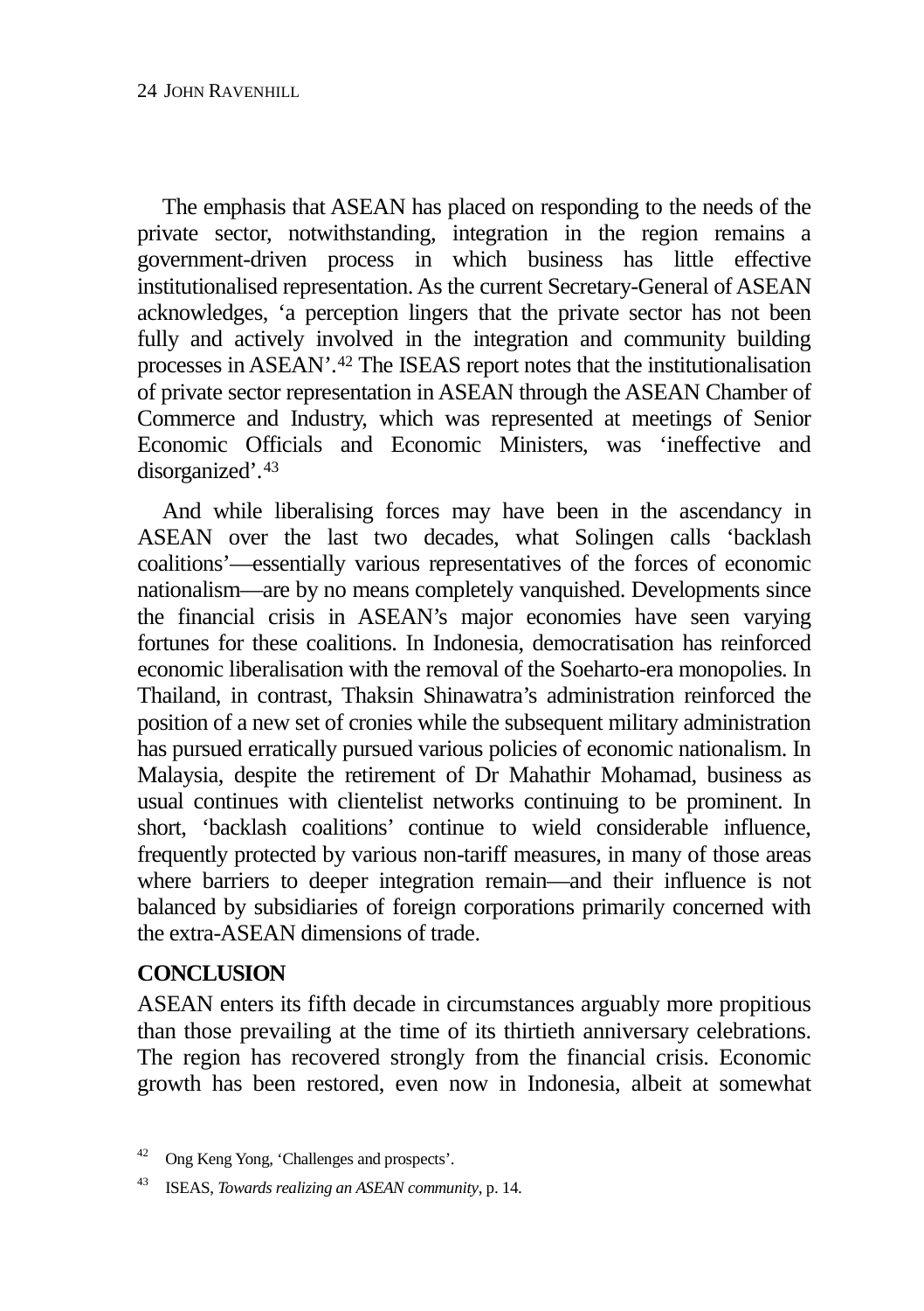The emphasis that ASEAN has placed on responding to the needs of the private sector, notwithstanding, integration in the region remains a government-driven process in which business has little effective institutionalised representation. As the current Secretary-General of ASEAN acknowledges, 'a perception lingers that the private sector has not been fully and actively involved in the integration and community building processes in ASEAN'.[42] The ISEAS report notes that the institutionalisation of private sector representation in ASEAN through the ASEAN Chamber of Commerce and Industry, which was represented at meetings of Senior Economic Officials and Economic Ministers, was 'ineffective and disorganized'.[43]

And while liberalising forces may have been in the ascendancy in ASEAN over the last two decades, what Solingen calls 'backlash coalitions'—essentially various representatives of the forces of economic nationalism—are by no means completely vanquished. Developments since the financial crisis in ASEAN's major economies have seen varying fortunes for these coalitions. In Indonesia, democratisation has reinforced economic liberalisation with the removal of the Soeharto-era monopolies. In Thailand, in contrast, Thaksin Shinawatra's administration reinforced the position of a new set of cronies while the subsequent military administration has pursued erratically pursued various policies of economic nationalism. In Malaysia, despite the retirement of Dr Mahathir Mohamad, business as usual continues with clientelist networks continuing to be prominent. In short, 'backlash coalitions' continue to wield considerable influence, frequently protected by various non-tariff measures, in many of those areas where barriers to deeper integration remain—and their influence is not balanced by subsidiaries of foreign corporations primarily concerned with the extra-ASEAN dimensions of trade.

## CONCLUSION

ASEAN enters its fifth decade in circumstances arguably more propitious than those prevailing at the time of its thirtieth anniversary celebrations. The region has recovered strongly from the financial crisis. Economic growth has been restored, even now in Indonesia, albeit at somewhat

---

[42] Ong Keng Yong, 'Challenges and prospects'.

[43] ISEAS, *Towards realizing an ASEAN community*, p. 14.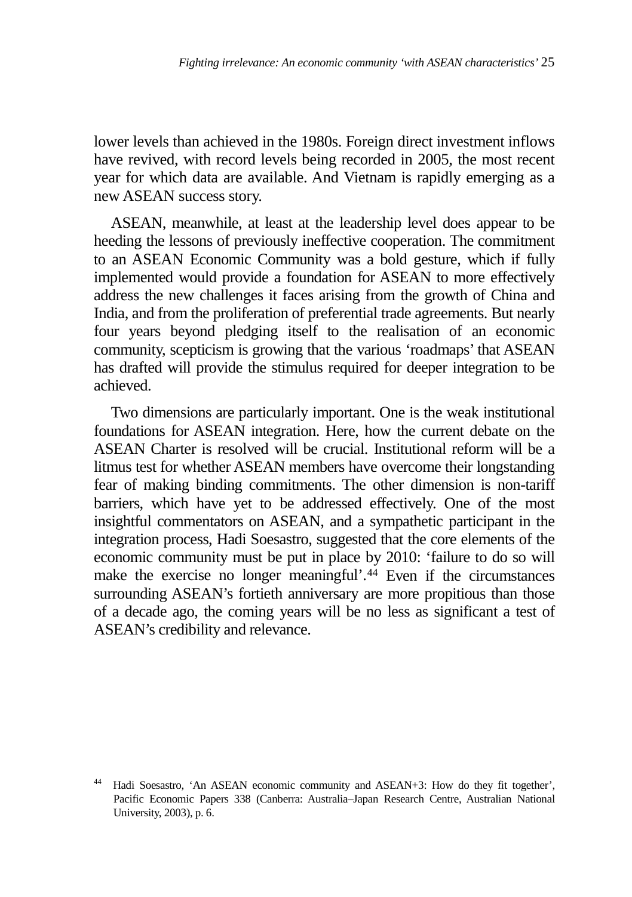lower levels than achieved in the 1980s. Foreign direct investment inflows have revived, with record levels being recorded in 2005, the most recent year for which data are available. And Vietnam is rapidly emerging as a new ASEAN success story.

ASEAN, meanwhile, at least at the leadership level does appear to be heeding the lessons of previously ineffective cooperation. The commitment to an ASEAN Economic Community was a bold gesture, which if fully implemented would provide a foundation for ASEAN to more effectively address the new challenges it faces arising from the growth of China and India, and from the proliferation of preferential trade agreements. But nearly four years beyond pledging itself to the realisation of an economic community, scepticism is growing that the various ‘roadmaps’ that ASEAN has drafted will provide the stimulus required for deeper integration to be achieved.

Two dimensions are particularly important. One is the weak institutional foundations for ASEAN integration. Here, how the current debate on the ASEAN Charter is resolved will be crucial. Institutional reform will be a litmus test for whether ASEAN members have overcome their longstanding fear of making binding commitments. The other dimension is non-tariff barriers, which have yet to be addressed effectively. One of the most insightful commentators on ASEAN, and a sympathetic participant in the integration process, Hadi Soesastro, suggested that the core elements of the economic community must be put in place by 2010: ‘failure to do so will make the exercise no longer meaningful’.[44] Even if the circumstances surrounding ASEAN’s fortieth anniversary are more propitious than those of a decade ago, the coming years will be no less as significant a test of ASEAN’s credibility and relevance.

[44] Hadi Soesastro, ‘An ASEAN economic community and ASEAN+3: How do they fit together’, Pacific Economic Papers 338 (Canberra: Australia–Japan Research Centre, Australian National University, 2003), p. 6.